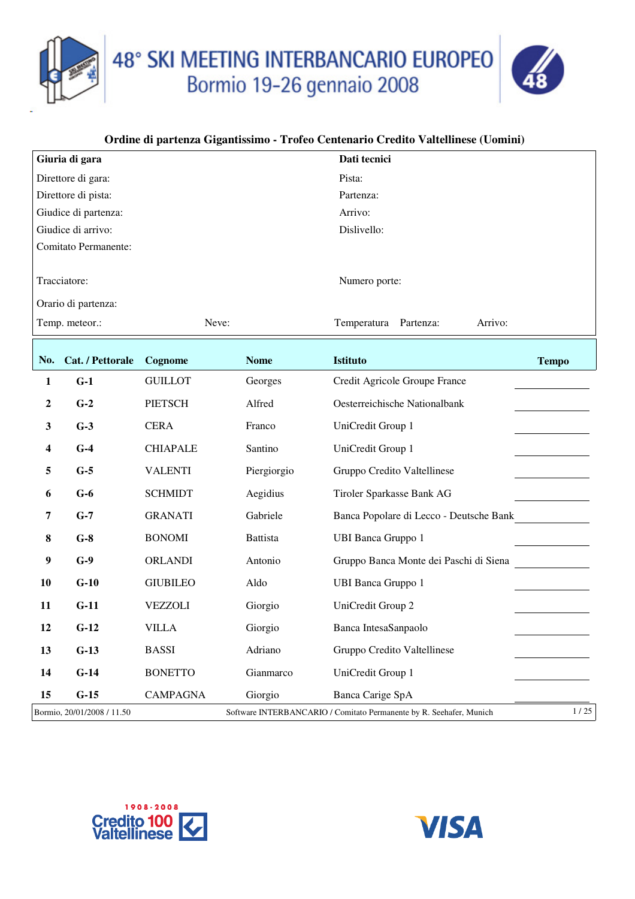# 48° SKI MEETING INTERBANCARIO EUROPEO
## Bormio 19-26 gennaio 2008

### Ordine di partenza Gigantissimo - Trofeo Centenario Credito Valtellinese (Uomini)

| **Giuria di gara** | | **Dati tecnici** | |
|---|---|---|---|
| Direttore di gara: | | Pista: | |
| Direttore di pista: | | Partenza: | |
| Giudice di partenza: | | Arrivo: | |
| Giudice di arrivo: | | Dislivello: | |
| Comitato Permanente: | | | |
| Tracciatore: | | Numero porte: | |
| Orario di partenza: | | | |
| Temp. meteor.: | Neve: | Temperatura Partenza: | Arrivo: |

| No. | Cat. / Pettorale | Cognome | Nome | Istituto | Tempo |
|---|---|---|---|---|---|
| 1 | G-1 | GUILLOT | Georges | Credit Agricole Groupe France | |
| 2 | G-2 | PIETSCH | Alfred | Oesterreichische Nationalbank | |
| 3 | G-3 | CERA | Franco | UniCredit Group 1 | |
| 4 | G-4 | CHIAPALE | Santino | UniCredit Group 1 | |
| 5 | G-5 | VALENTI | Piergiorgio | Gruppo Credito Valtellinese | |
| 6 | G-6 | SCHMIDT | Aegidius | Tiroler Sparkasse Bank AG | |
| 7 | G-7 | GRANATI | Gabriele | Banca Popolare di Lecco - Deutsche Bank | |
| 8 | G-8 | BONOMI | Battista | UBI Banca Gruppo 1 | |
| 9 | G-9 | ORLANDI | Antonio | Gruppo Banca Monte dei Paschi di Siena | |
| 10 | G-10 | GIUBILEO | Aldo | UBI Banca Gruppo 1 | |
| 11 | G-11 | VEZZOLI | Giorgio | UniCredit Group 2 | |
| 12 | G-12 | VILLA | Giorgio | Banca IntesaSanpaolo | |
| 13 | G-13 | BASSI | Adriano | Gruppo Credito Valtellinese | |
| 14 | G-14 | BONETTO | Gianmarco | UniCredit Group 1 | |
| 15 | G-15 | CAMPAGNA | Giorgio | Banca Carige SpA | |

Bormio, 20/01/2008 / 11.50 — Software INTERBANCARIO / Comitato Permanente by R. Seehafer, Munich

1908-2008 Credito 100 Valtellinese

VISA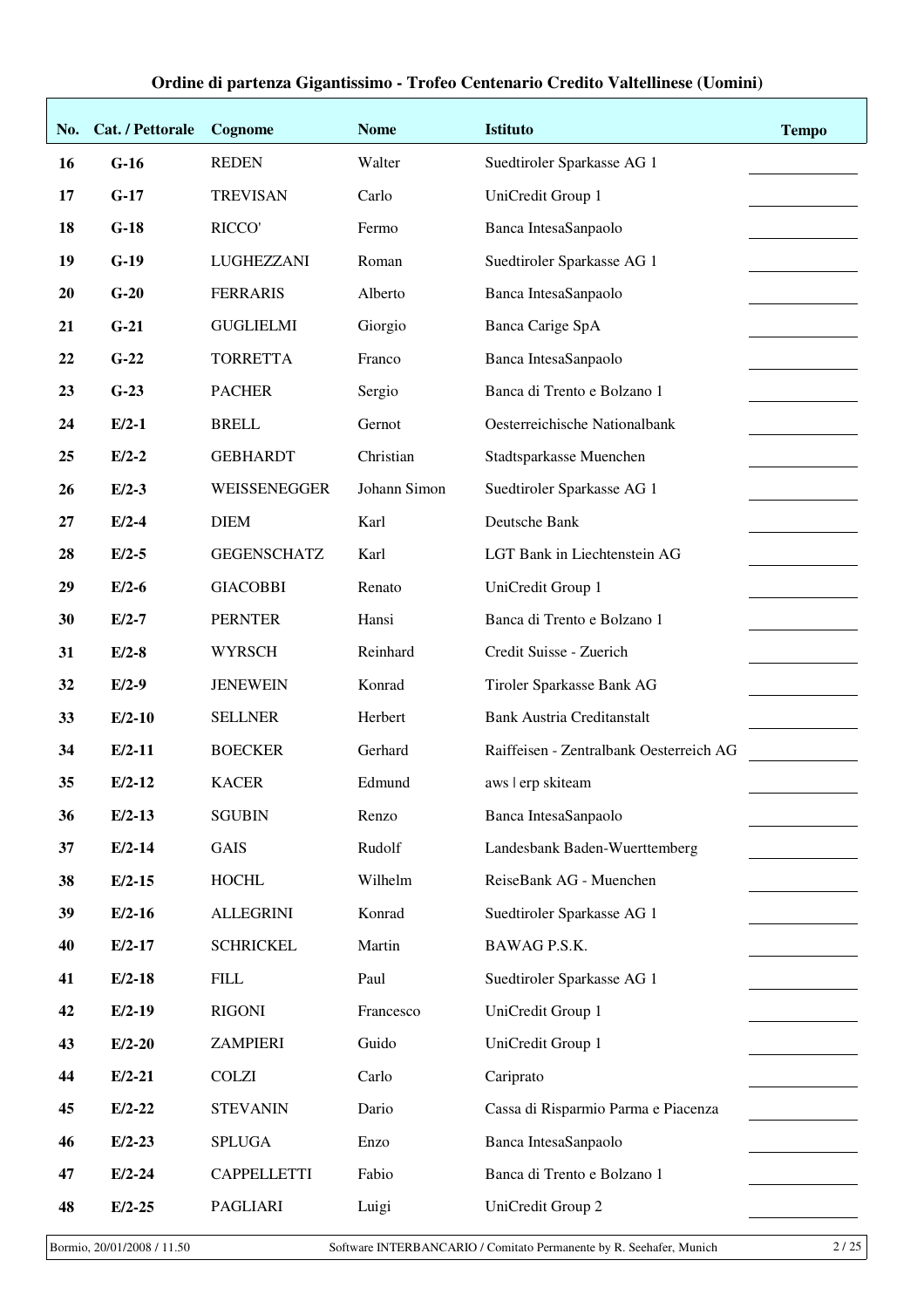**Ordine di partenza Gigantissimo - Trofeo Centenario Credito Valtellinese (Uomini)**

| No. | Cat. / Pettorale | Cognome | Nome | Istituto | Tempo |
|---|---|---|---|---|---|
| 16 | G-16 | REDEN | Walter | Suedtiroler Sparkasse AG 1 | |
| 17 | G-17 | TREVISAN | Carlo | UniCredit Group 1 | |
| 18 | G-18 | RICCO' | Fermo | Banca IntesaSanpaolo | |
| 19 | G-19 | LUGHEZZANI | Roman | Suedtiroler Sparkasse AG 1 | |
| 20 | G-20 | FERRARIS | Alberto | Banca IntesaSanpaolo | |
| 21 | G-21 | GUGLIELMI | Giorgio | Banca Carige SpA | |
| 22 | G-22 | TORRETTA | Franco | Banca IntesaSanpaolo | |
| 23 | G-23 | PACHER | Sergio | Banca di Trento e Bolzano 1 | |
| 24 | E/2-1 | BRELL | Gernot | Oesterreichische Nationalbank | |
| 25 | E/2-2 | GEBHARDT | Christian | Stadtsparkasse Muenchen | |
| 26 | E/2-3 | WEISSENEGGER | Johann Simon | Suedtiroler Sparkasse AG 1 | |
| 27 | E/2-4 | DIEM | Karl | Deutsche Bank | |
| 28 | E/2-5 | GEGENSCHATZ | Karl | LGT Bank in Liechtenstein AG | |
| 29 | E/2-6 | GIACOBBI | Renato | UniCredit Group 1 | |
| 30 | E/2-7 | PERNTER | Hansi | Banca di Trento e Bolzano 1 | |
| 31 | E/2-8 | WYRSCH | Reinhard | Credit Suisse - Zuerich | |
| 32 | E/2-9 | JENEWEIN | Konrad | Tiroler Sparkasse Bank AG | |
| 33 | E/2-10 | SELLNER | Herbert | Bank Austria Creditanstalt | |
| 34 | E/2-11 | BOECKER | Gerhard | Raiffeisen - Zentralbank Oesterreich AG | |
| 35 | E/2-12 | KACER | Edmund | aws \| erp skiteam | |
| 36 | E/2-13 | SGUBIN | Renzo | Banca IntesaSanpaolo | |
| 37 | E/2-14 | GAIS | Rudolf | Landesbank Baden-Wuerttemberg | |
| 38 | E/2-15 | HOCHL | Wilhelm | ReiseBank AG - Muenchen | |
| 39 | E/2-16 | ALLEGRINI | Konrad | Suedtiroler Sparkasse AG 1 | |
| 40 | E/2-17 | SCHRICKEL | Martin | BAWAG P.S.K. | |
| 41 | E/2-18 | FILL | Paul | Suedtiroler Sparkasse AG 1 | |
| 42 | E/2-19 | RIGONI | Francesco | UniCredit Group 1 | |
| 43 | E/2-20 | ZAMPIERI | Guido | UniCredit Group 1 | |
| 44 | E/2-21 | COLZI | Carlo | Cariprato | |
| 45 | E/2-22 | STEVANIN | Dario | Cassa di Risparmio Parma e Piacenza | |
| 46 | E/2-23 | SPLUGA | Enzo | Banca IntesaSanpaolo | |
| 47 | E/2-24 | CAPPELLETTI | Fabio | Banca di Trento e Bolzano 1 | |
| 48 | E/2-25 | PAGLIARI | Luigi | UniCredit Group 2 | |

Bormio, 20/01/2008 / 11.50 — Software INTERBANCARIO / Comitato Permanente by R. Seehafer, Munich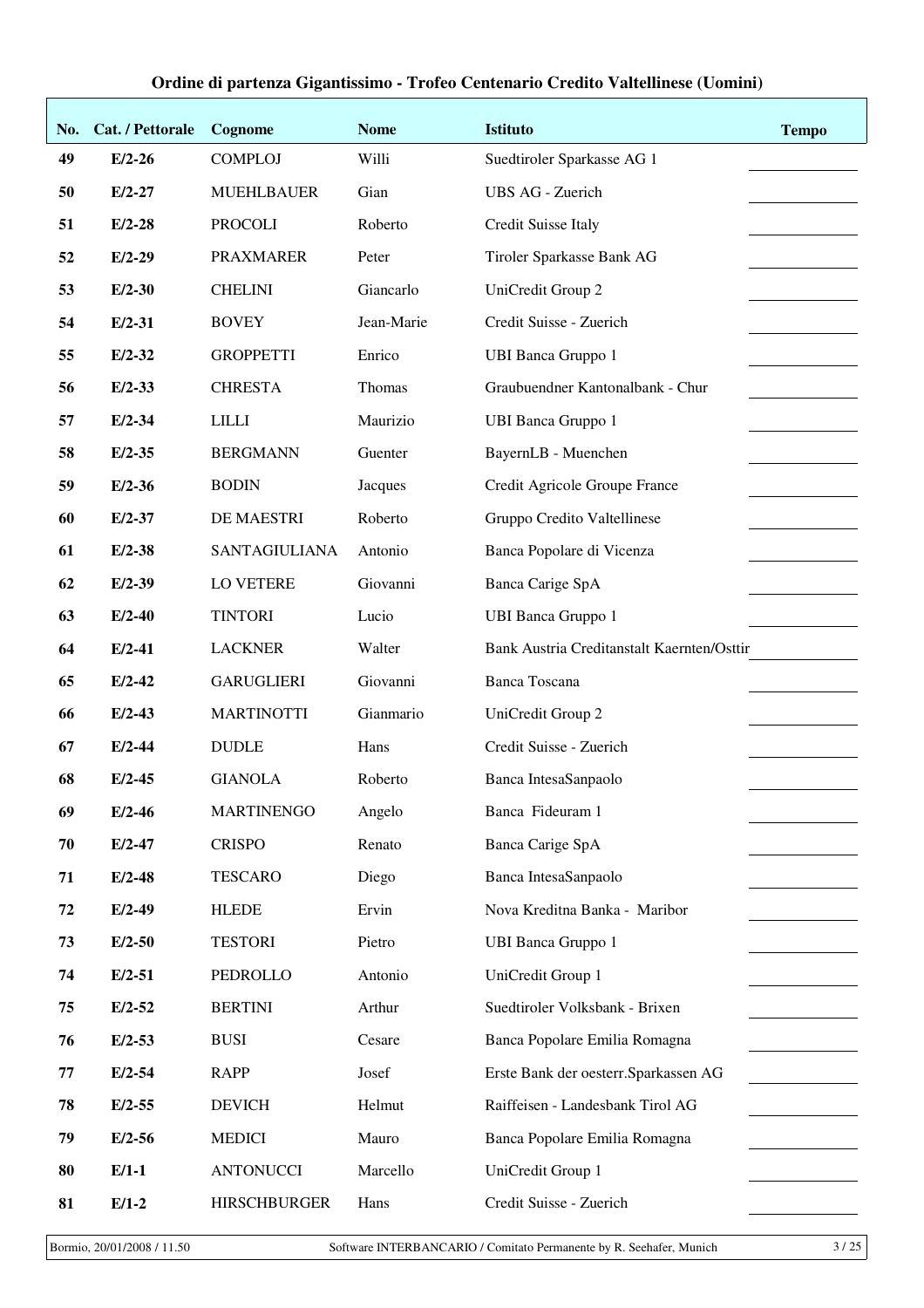# Ordine di partenza Gigantissimo - Trofeo Centenario Credito Valtellinese (Uomini)

| No. | Cat. / Pettorale | Cognome | Nome | Istituto | Tempo |
|---|---|---|---|---|---|
| 49 | E/2-26 | COMPLOJ | Willi | Suedtiroler Sparkasse AG 1 | |
| 50 | E/2-27 | MUEHLBAUER | Gian | UBS AG - Zuerich | |
| 51 | E/2-28 | PROCOLI | Roberto | Credit Suisse Italy | |
| 52 | E/2-29 | PRAXMARER | Peter | Tiroler Sparkasse Bank AG | |
| 53 | E/2-30 | CHELINI | Giancarlo | UniCredit Group 2 | |
| 54 | E/2-31 | BOVEY | Jean-Marie | Credit Suisse - Zuerich | |
| 55 | E/2-32 | GROPPETTI | Enrico | UBI Banca Gruppo 1 | |
| 56 | E/2-33 | CHRESTA | Thomas | Graubuendner Kantonalbank - Chur | |
| 57 | E/2-34 | LILLI | Maurizio | UBI Banca Gruppo 1 | |
| 58 | E/2-35 | BERGMANN | Guenter | BayernLB - Muenchen | |
| 59 | E/2-36 | BODIN | Jacques | Credit Agricole Groupe France | |
| 60 | E/2-37 | DE MAESTRI | Roberto | Gruppo Credito Valtellinese | |
| 61 | E/2-38 | SANTAGIULIANA | Antonio | Banca Popolare di Vicenza | |
| 62 | E/2-39 | LO VETERE | Giovanni | Banca Carige SpA | |
| 63 | E/2-40 | TINTORI | Lucio | UBI Banca Gruppo 1 | |
| 64 | E/2-41 | LACKNER | Walter | Bank Austria Creditanstalt Kaernten/Osttir | |
| 65 | E/2-42 | GARUGLIERI | Giovanni | Banca Toscana | |
| 66 | E/2-43 | MARTINOTTI | Gianmario | UniCredit Group 2 | |
| 67 | E/2-44 | DUDLE | Hans | Credit Suisse - Zuerich | |
| 68 | E/2-45 | GIANOLA | Roberto | Banca IntesaSanpaolo | |
| 69 | E/2-46 | MARTINENGO | Angelo | Banca Fideuram 1 | |
| 70 | E/2-47 | CRISPO | Renato | Banca Carige SpA | |
| 71 | E/2-48 | TESCARO | Diego | Banca IntesaSanpaolo | |
| 72 | E/2-49 | HLEDE | Ervin | Nova Kreditna Banka - Maribor | |
| 73 | E/2-50 | TESTORI | Pietro | UBI Banca Gruppo 1 | |
| 74 | E/2-51 | PEDROLLO | Antonio | UniCredit Group 1 | |
| 75 | E/2-52 | BERTINI | Arthur | Suedtiroler Volksbank - Brixen | |
| 76 | E/2-53 | BUSI | Cesare | Banca Popolare Emilia Romagna | |
| 77 | E/2-54 | RAPP | Josef | Erste Bank der oesterr.Sparkassen AG | |
| 78 | E/2-55 | DEVICH | Helmut | Raiffeisen - Landesbank Tirol AG | |
| 79 | E/2-56 | MEDICI | Mauro | Banca Popolare Emilia Romagna | |
| 80 | E/1-1 | ANTONUCCI | Marcello | UniCredit Group 1 | |
| 81 | E/1-2 | HIRSCHBURGER | Hans | Credit Suisse - Zuerich | |

Bormio, 20/01/2008 / 11.50 — Software INTERBANCARIO / Comitato Permanente by R. Seehafer, Munich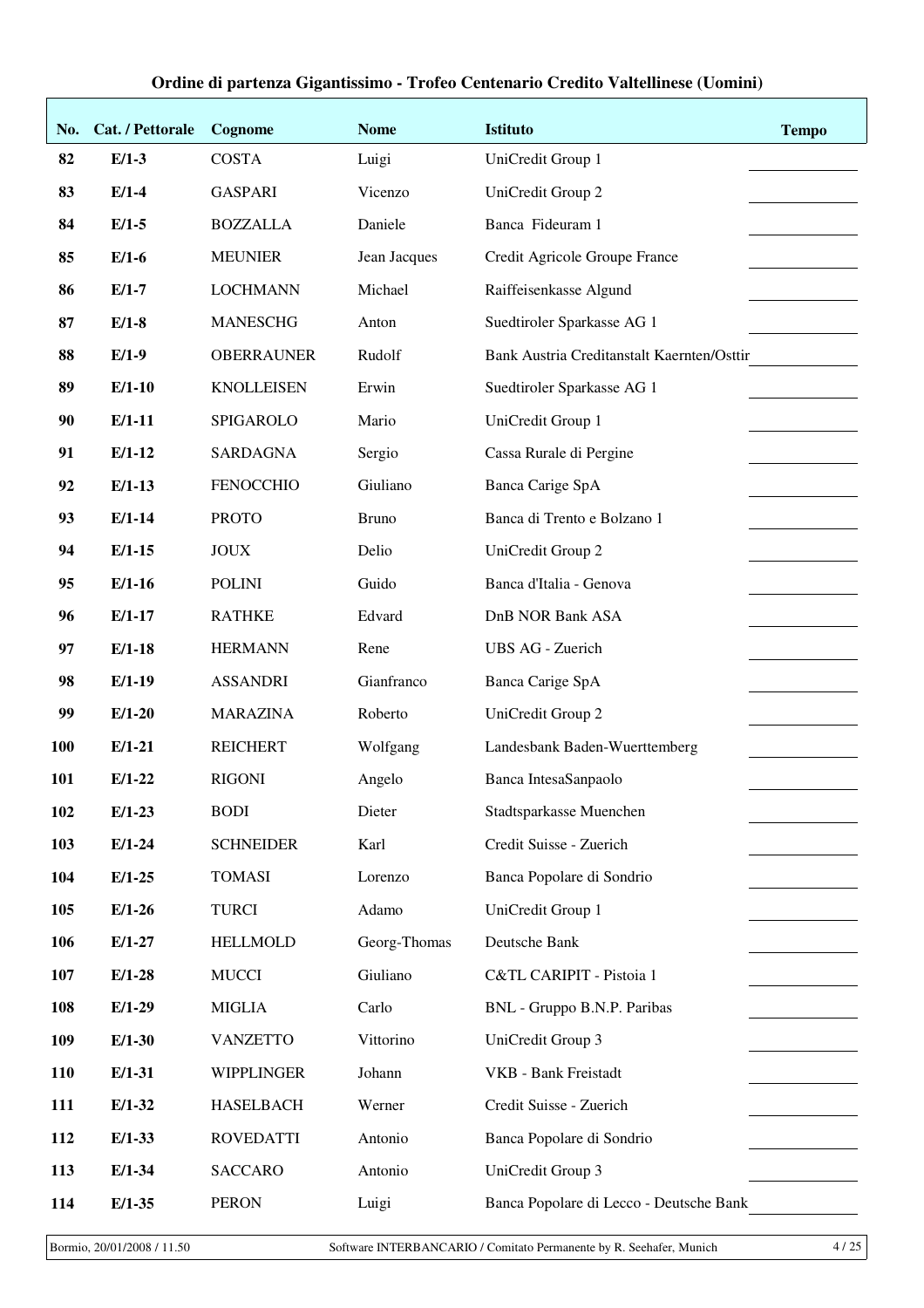**Ordine di partenza Gigantissimo - Trofeo Centenario Credito Valtellinese (Uomini)**

| No. | Cat. / Pettorale | Cognome | Nome | Istituto | Tempo |
|---|---|---|---|---|---|
| 82 | E/1-3 | COSTA | Luigi | UniCredit Group 1 | |
| 83 | E/1-4 | GASPARI | Vicenzo | UniCredit Group 2 | |
| 84 | E/1-5 | BOZZALLA | Daniele | Banca Fideuram 1 | |
| 85 | E/1-6 | MEUNIER | Jean Jacques | Credit Agricole Groupe France | |
| 86 | E/1-7 | LOCHMANN | Michael | Raiffeisenkasse Algund | |
| 87 | E/1-8 | MANESCHG | Anton | Suedtiroler Sparkasse AG 1 | |
| 88 | E/1-9 | OBERRAUNER | Rudolf | Bank Austria Creditanstalt Kaernten/Osttir | |
| 89 | E/1-10 | KNOLLEISEN | Erwin | Suedtiroler Sparkasse AG 1 | |
| 90 | E/1-11 | SPIGAROLO | Mario | UniCredit Group 1 | |
| 91 | E/1-12 | SARDAGNA | Sergio | Cassa Rurale di Pergine | |
| 92 | E/1-13 | FENOCCHIO | Giuliano | Banca Carige SpA | |
| 93 | E/1-14 | PROTO | Bruno | Banca di Trento e Bolzano 1 | |
| 94 | E/1-15 | JOUX | Delio | UniCredit Group 2 | |
| 95 | E/1-16 | POLINI | Guido | Banca d'Italia - Genova | |
| 96 | E/1-17 | RATHKE | Edvard | DnB NOR Bank ASA | |
| 97 | E/1-18 | HERMANN | Rene | UBS AG - Zuerich | |
| 98 | E/1-19 | ASSANDRI | Gianfranco | Banca Carige SpA | |
| 99 | E/1-20 | MARAZINA | Roberto | UniCredit Group 2 | |
| 100 | E/1-21 | REICHERT | Wolfgang | Landesbank Baden-Wuerttemberg | |
| 101 | E/1-22 | RIGONI | Angelo | Banca IntesaSanpaolo | |
| 102 | E/1-23 | BODI | Dieter | Stadtsparkasse Muenchen | |
| 103 | E/1-24 | SCHNEIDER | Karl | Credit Suisse - Zuerich | |
| 104 | E/1-25 | TOMASI | Lorenzo | Banca Popolare di Sondrio | |
| 105 | E/1-26 | TURCI | Adamo | UniCredit Group 1 | |
| 106 | E/1-27 | HELLMOLD | Georg-Thomas | Deutsche Bank | |
| 107 | E/1-28 | MUCCI | Giuliano | C&TL CARIPIT - Pistoia 1 | |
| 108 | E/1-29 | MIGLIA | Carlo | BNL - Gruppo B.N.P. Paribas | |
| 109 | E/1-30 | VANZETTO | Vittorino | UniCredit Group 3 | |
| 110 | E/1-31 | WIPPLINGER | Johann | VKB - Bank Freistadt | |
| 111 | E/1-32 | HASELBACH | Werner | Credit Suisse - Zuerich | |
| 112 | E/1-33 | ROVEDATTI | Antonio | Banca Popolare di Sondrio | |
| 113 | E/1-34 | SACCARO | Antonio | UniCredit Group 3 | |
| 114 | E/1-35 | PERON | Luigi | Banca Popolare di Lecco - Deutsche Bank | |

Bormio, 20/01/2008 / 11.50 — Software INTERBANCARIO / Comitato Permanente by R. Seehafer, Munich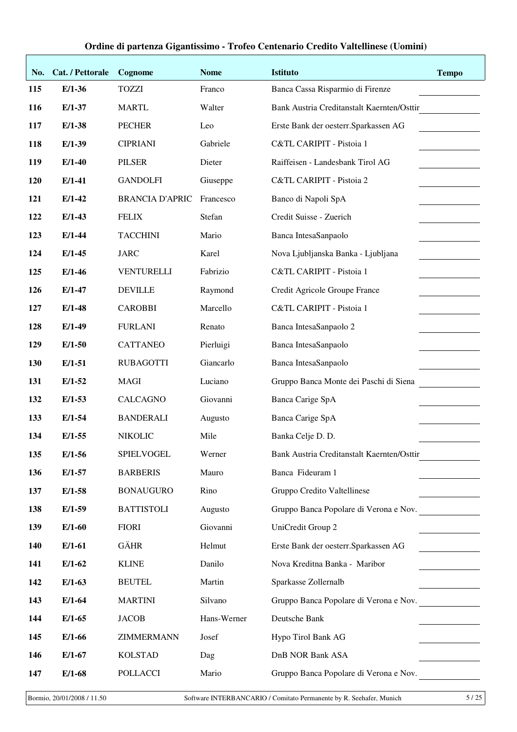## Ordine di partenza Gigantissimo - Trofeo Centenario Credito Valtellinese (Uomini)

| No. | Cat. / Pettorale | Cognome | Nome | Istituto | Tempo |
|---|---|---|---|---|---|
| 115 | E/1-36 | TOZZI | Franco | Banca Cassa Risparmio di Firenze | |
| 116 | E/1-37 | MARTL | Walter | Bank Austria Creditanstalt Kaernten/Osttir | |
| 117 | E/1-38 | PECHER | Leo | Erste Bank der oesterr.Sparkassen AG | |
| 118 | E/1-39 | CIPRIANI | Gabriele | C&TL CARIPIT - Pistoia 1 | |
| 119 | E/1-40 | PILSER | Dieter | Raiffeisen - Landesbank Tirol AG | |
| 120 | E/1-41 | GANDOLFI | Giuseppe | C&TL CARIPIT - Pistoia 2 | |
| 121 | E/1-42 | BRANCIA D'APRIC | Francesco | Banco di Napoli SpA | |
| 122 | E/1-43 | FELIX | Stefan | Credit Suisse - Zuerich | |
| 123 | E/1-44 | TACCHINI | Mario | Banca IntesaSanpaolo | |
| 124 | E/1-45 | JARC | Karel | Nova Ljubljanska Banka - Ljubljana | |
| 125 | E/1-46 | VENTURELLI | Fabrizio | C&TL CARIPIT - Pistoia 1 | |
| 126 | E/1-47 | DEVILLE | Raymond | Credit Agricole Groupe France | |
| 127 | E/1-48 | CAROBBI | Marcello | C&TL CARIPIT - Pistoia 1 | |
| 128 | E/1-49 | FURLANI | Renato | Banca IntesaSanpaolo 2 | |
| 129 | E/1-50 | CATTANEO | Pierluigi | Banca IntesaSanpaolo | |
| 130 | E/1-51 | RUBAGOTTI | Giancarlo | Banca IntesaSanpaolo | |
| 131 | E/1-52 | MAGI | Luciano | Gruppo Banca Monte dei Paschi di Siena | |
| 132 | E/1-53 | CALCAGNO | Giovanni | Banca Carige SpA | |
| 133 | E/1-54 | BANDERALI | Augusto | Banca Carige SpA | |
| 134 | E/1-55 | NIKOLIC | Mile | Banka Celje D. D. | |
| 135 | E/1-56 | SPIELVOGEL | Werner | Bank Austria Creditanstalt Kaernten/Osttir | |
| 136 | E/1-57 | BARBERIS | Mauro | Banca Fideuram 1 | |
| 137 | E/1-58 | BONAUGURO | Rino | Gruppo Credito Valtellinese | |
| 138 | E/1-59 | BATTISTOLI | Augusto | Gruppo Banca Popolare di Verona e Nov. | |
| 139 | E/1-60 | FIORI | Giovanni | UniCredit Group 2 | |
| 140 | E/1-61 | GÄHR | Helmut | Erste Bank der oesterr.Sparkassen AG | |
| 141 | E/1-62 | KLINE | Danilo | Nova Kreditna Banka - Maribor | |
| 142 | E/1-63 | BEUTEL | Martin | Sparkasse Zollernalb | |
| 143 | E/1-64 | MARTINI | Silvano | Gruppo Banca Popolare di Verona e Nov. | |
| 144 | E/1-65 | JACOB | Hans-Werner | Deutsche Bank | |
| 145 | E/1-66 | ZIMMERMANN | Josef | Hypo Tirol Bank AG | |
| 146 | E/1-67 | KOLSTAD | Dag | DnB NOR Bank ASA | |
| 147 | E/1-68 | POLLACCI | Mario | Gruppo Banca Popolare di Verona e Nov. | |

Bormio, 20/01/2008 / 11.50 — Software INTERBANCARIO / Comitato Permanente by R. Seehafer, Munich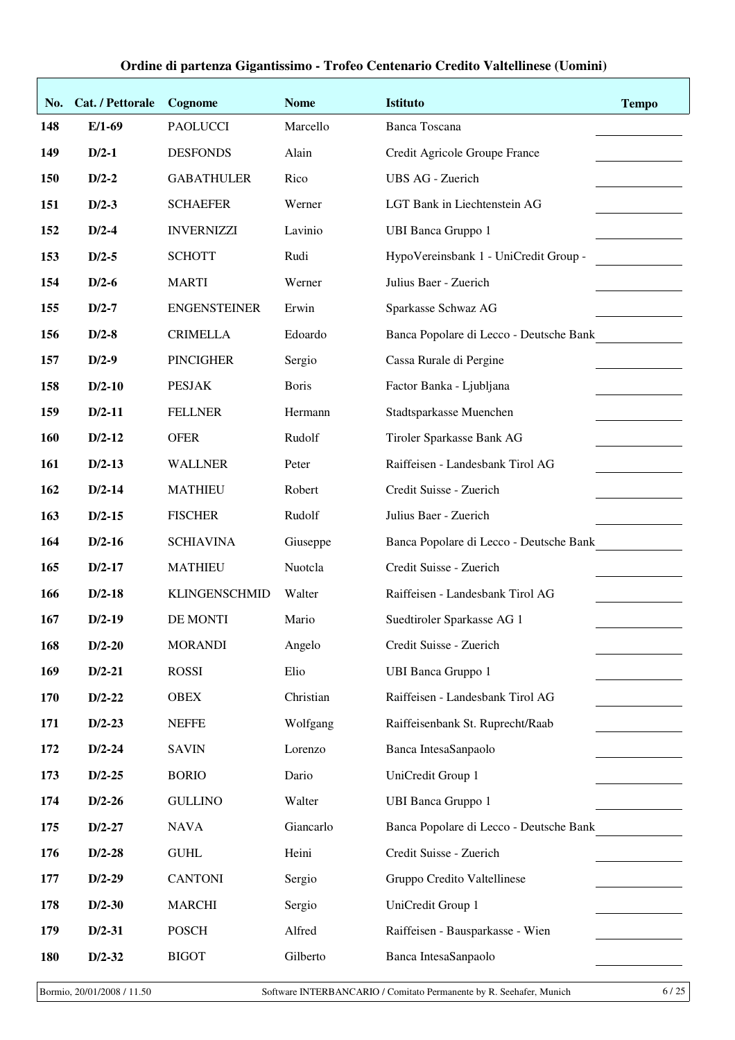# Ordine di partenza Gigantissimo - Trofeo Centenario Credito Valtellinese (Uomini)

| No. | Cat. / Pettorale | Cognome | Nome | Istituto | Tempo |
|---|---|---|---|---|---|
| 148 | E/1-69 | PAOLUCCI | Marcello | Banca Toscana | |
| 149 | D/2-1 | DESFONDS | Alain | Credit Agricole Groupe France | |
| 150 | D/2-2 | GABATHULER | Rico | UBS AG - Zuerich | |
| 151 | D/2-3 | SCHAEFER | Werner | LGT Bank in Liechtenstein AG | |
| 152 | D/2-4 | INVERNIZZI | Lavinio | UBI Banca Gruppo 1 | |
| 153 | D/2-5 | SCHOTT | Rudi | HypoVereinsbank 1 - UniCredit Group - | |
| 154 | D/2-6 | MARTI | Werner | Julius Baer - Zuerich | |
| 155 | D/2-7 | ENGENSTEINER | Erwin | Sparkasse Schwaz AG | |
| 156 | D/2-8 | CRIMELLA | Edoardo | Banca Popolare di Lecco - Deutsche Bank | |
| 157 | D/2-9 | PINCIGHER | Sergio | Cassa Rurale di Pergine | |
| 158 | D/2-10 | PESJAK | Boris | Factor Banka - Ljubljana | |
| 159 | D/2-11 | FELLNER | Hermann | Stadtsparkasse Muenchen | |
| 160 | D/2-12 | OFER | Rudolf | Tiroler Sparkasse Bank AG | |
| 161 | D/2-13 | WALLNER | Peter | Raiffeisen - Landesbank Tirol AG | |
| 162 | D/2-14 | MATHIEU | Robert | Credit Suisse - Zuerich | |
| 163 | D/2-15 | FISCHER | Rudolf | Julius Baer - Zuerich | |
| 164 | D/2-16 | SCHIAVINA | Giuseppe | Banca Popolare di Lecco - Deutsche Bank | |
| 165 | D/2-17 | MATHIEU | Nuotcla | Credit Suisse - Zuerich | |
| 166 | D/2-18 | KLINGENSCHMID | Walter | Raiffeisen - Landesbank Tirol AG | |
| 167 | D/2-19 | DE MONTI | Mario | Suedtiroler Sparkasse AG 1 | |
| 168 | D/2-20 | MORANDI | Angelo | Credit Suisse - Zuerich | |
| 169 | D/2-21 | ROSSI | Elio | UBI Banca Gruppo 1 | |
| 170 | D/2-22 | OBEX | Christian | Raiffeisen - Landesbank Tirol AG | |
| 171 | D/2-23 | NEFFE | Wolfgang | Raiffeisenbank St. Ruprecht/Raab | |
| 172 | D/2-24 | SAVIN | Lorenzo | Banca IntesaSanpaolo | |
| 173 | D/2-25 | BORIO | Dario | UniCredit Group 1 | |
| 174 | D/2-26 | GULLINO | Walter | UBI Banca Gruppo 1 | |
| 175 | D/2-27 | NAVA | Giancarlo | Banca Popolare di Lecco - Deutsche Bank | |
| 176 | D/2-28 | GUHL | Heini | Credit Suisse - Zuerich | |
| 177 | D/2-29 | CANTONI | Sergio | Gruppo Credito Valtellinese | |
| 178 | D/2-30 | MARCHI | Sergio | UniCredit Group 1 | |
| 179 | D/2-31 | POSCH | Alfred | Raiffeisen - Bausparkasse - Wien | |
| 180 | D/2-32 | BIGOT | Gilberto | Banca IntesaSanpaolo | |

Bormio, 20/01/2008 / 11.50 — Software INTERBANCARIO / Comitato Permanente by R. Seehafer, Munich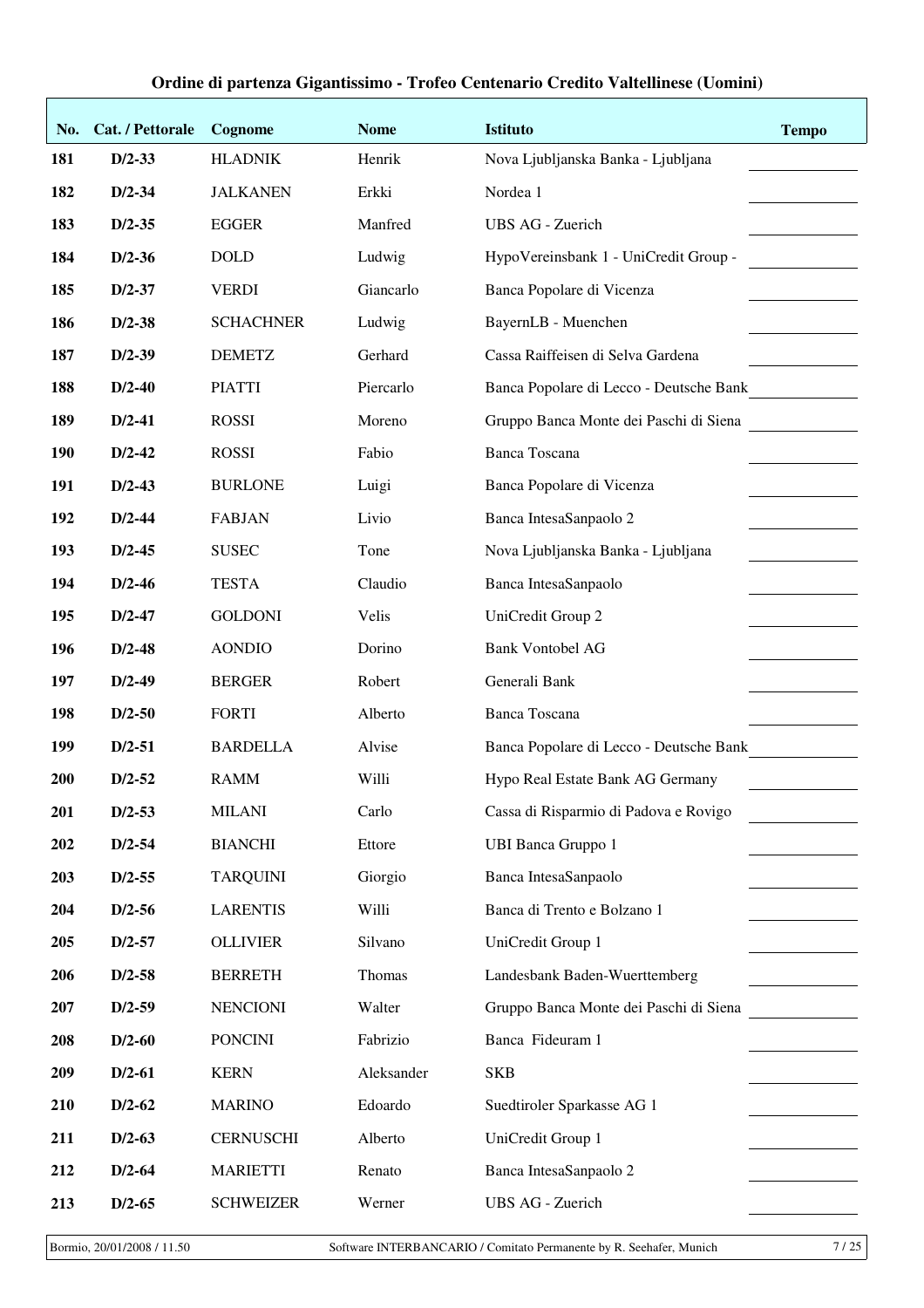## Ordine di partenza Gigantissimo - Trofeo Centenario Credito Valtellinese (Uomini)

| No. | Cat. / Pettorale | Cognome | Nome | Istituto | Tempo |
|---|---|---|---|---|---|
| 181 | D/2-33 | HLADNIK | Henrik | Nova Ljubljanska Banka - Ljubljana | |
| 182 | D/2-34 | JALKANEN | Erkki | Nordea 1 | |
| 183 | D/2-35 | EGGER | Manfred | UBS AG - Zuerich | |
| 184 | D/2-36 | DOLD | Ludwig | HypoVereinsbank 1 - UniCredit Group - | |
| 185 | D/2-37 | VERDI | Giancarlo | Banca Popolare di Vicenza | |
| 186 | D/2-38 | SCHACHNER | Ludwig | BayernLB - Muenchen | |
| 187 | D/2-39 | DEMETZ | Gerhard | Cassa Raiffeisen di Selva Gardena | |
| 188 | D/2-40 | PIATTI | Piercarlo | Banca Popolare di Lecco - Deutsche Bank | |
| 189 | D/2-41 | ROSSI | Moreno | Gruppo Banca Monte dei Paschi di Siena | |
| 190 | D/2-42 | ROSSI | Fabio | Banca Toscana | |
| 191 | D/2-43 | BURLONE | Luigi | Banca Popolare di Vicenza | |
| 192 | D/2-44 | FABJAN | Livio | Banca IntesaSanpaolo 2 | |
| 193 | D/2-45 | SUSEC | Tone | Nova Ljubljanska Banka - Ljubljana | |
| 194 | D/2-46 | TESTA | Claudio | Banca IntesaSanpaolo | |
| 195 | D/2-47 | GOLDONI | Velis | UniCredit Group 2 | |
| 196 | D/2-48 | AONDIO | Dorino | Bank Vontobel AG | |
| 197 | D/2-49 | BERGER | Robert | Generali Bank | |
| 198 | D/2-50 | FORTI | Alberto | Banca Toscana | |
| 199 | D/2-51 | BARDELLA | Alvise | Banca Popolare di Lecco - Deutsche Bank | |
| 200 | D/2-52 | RAMM | Willi | Hypo Real Estate Bank AG Germany | |
| 201 | D/2-53 | MILANI | Carlo | Cassa di Risparmio di Padova e Rovigo | |
| 202 | D/2-54 | BIANCHI | Ettore | UBI Banca Gruppo 1 | |
| 203 | D/2-55 | TARQUINI | Giorgio | Banca IntesaSanpaolo | |
| 204 | D/2-56 | LARENTIS | Willi | Banca di Trento e Bolzano 1 | |
| 205 | D/2-57 | OLLIVIER | Silvano | UniCredit Group 1 | |
| 206 | D/2-58 | BERRETH | Thomas | Landesbank Baden-Wuerttemberg | |
| 207 | D/2-59 | NENCIONI | Walter | Gruppo Banca Monte dei Paschi di Siena | |
| 208 | D/2-60 | PONCINI | Fabrizio | Banca Fideuram 1 | |
| 209 | D/2-61 | KERN | Aleksander | SKB | |
| 210 | D/2-62 | MARINO | Edoardo | Suedtiroler Sparkasse AG 1 | |
| 211 | D/2-63 | CERNUSCHI | Alberto | UniCredit Group 1 | |
| 212 | D/2-64 | MARIETTI | Renato | Banca IntesaSanpaolo 2 | |
| 213 | D/2-65 | SCHWEIZER | Werner | UBS AG - Zuerich | |

Bormio, 20/01/2008 / 11.50 — Software INTERBANCARIO / Comitato Permanente by R. Seehafer, Munich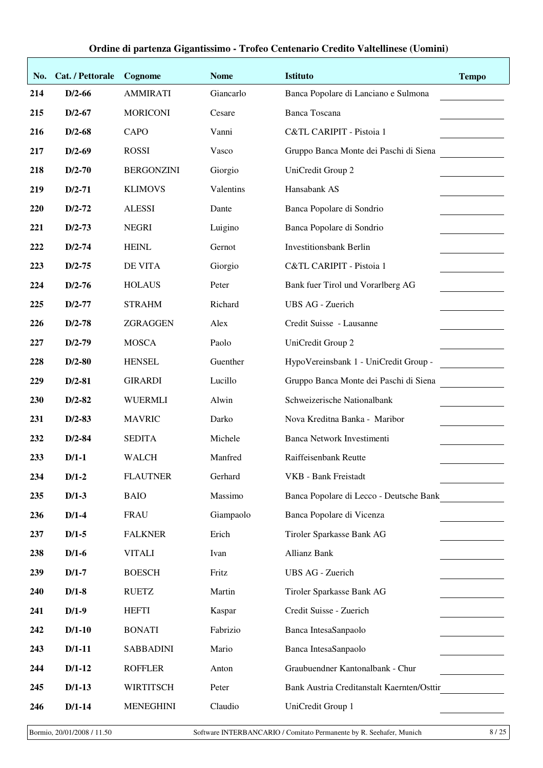**Ordine di partenza Gigantissimo - Trofeo Centenario Credito Valtellinese (Uomini)**

| No. | Cat. / Pettorale | Cognome | Nome | Istituto | Tempo |
|---|---|---|---|---|---|
| 214 | D/2-66 | AMMIRATI | Giancarlo | Banca Popolare di Lanciano e Sulmona | |
| 215 | D/2-67 | MORICONI | Cesare | Banca Toscana | |
| 216 | D/2-68 | CAPO | Vanni | C&TL CARIPIT - Pistoia 1 | |
| 217 | D/2-69 | ROSSI | Vasco | Gruppo Banca Monte dei Paschi di Siena | |
| 218 | D/2-70 | BERGONZINI | Giorgio | UniCredit Group 2 | |
| 219 | D/2-71 | KLIMOVS | Valentins | Hansabank AS | |
| 220 | D/2-72 | ALESSI | Dante | Banca Popolare di Sondrio | |
| 221 | D/2-73 | NEGRI | Luigino | Banca Popolare di Sondrio | |
| 222 | D/2-74 | HEINL | Gernot | Investitionsbank Berlin | |
| 223 | D/2-75 | DE VITA | Giorgio | C&TL CARIPIT - Pistoia 1 | |
| 224 | D/2-76 | HOLAUS | Peter | Bank fuer Tirol und Vorarlberg AG | |
| 225 | D/2-77 | STRAHM | Richard | UBS AG - Zuerich | |
| 226 | D/2-78 | ZGRAGGEN | Alex | Credit Suisse - Lausanne | |
| 227 | D/2-79 | MOSCA | Paolo | UniCredit Group 2 | |
| 228 | D/2-80 | HENSEL | Guenther | HypoVereinsbank 1 - UniCredit Group - | |
| 229 | D/2-81 | GIRARDI | Lucillo | Gruppo Banca Monte dei Paschi di Siena | |
| 230 | D/2-82 | WUERMLI | Alwin | Schweizerische Nationalbank | |
| 231 | D/2-83 | MAVRIC | Darko | Nova Kreditna Banka - Maribor | |
| 232 | D/2-84 | SEDITA | Michele | Banca Network Investimenti | |
| 233 | D/1-1 | WALCH | Manfred | Raiffeisenbank Reutte | |
| 234 | D/1-2 | FLAUTNER | Gerhard | VKB - Bank Freistadt | |
| 235 | D/1-3 | BAIO | Massimo | Banca Popolare di Lecco - Deutsche Bank | |
| 236 | D/1-4 | FRAU | Giampaolo | Banca Popolare di Vicenza | |
| 237 | D/1-5 | FALKNER | Erich | Tiroler Sparkasse Bank AG | |
| 238 | D/1-6 | VITALI | Ivan | Allianz Bank | |
| 239 | D/1-7 | BOESCH | Fritz | UBS AG - Zuerich | |
| 240 | D/1-8 | RUETZ | Martin | Tiroler Sparkasse Bank AG | |
| 241 | D/1-9 | HEFTI | Kaspar | Credit Suisse - Zuerich | |
| 242 | D/1-10 | BONATI | Fabrizio | Banca IntesaSanpaolo | |
| 243 | D/1-11 | SABBADINI | Mario | Banca IntesaSanpaolo | |
| 244 | D/1-12 | ROFFLER | Anton | Graubuendner Kantonalbank - Chur | |
| 245 | D/1-13 | WIRTITSCH | Peter | Bank Austria Creditanstalt Kaernten/Osttir | |
| 246 | D/1-14 | MENEGHINI | Claudio | UniCredit Group 1 | |

Bormio, 20/01/2008 / 11.50 Software INTERBANCARIO / Comitato Permanente by R. Seehafer, Munich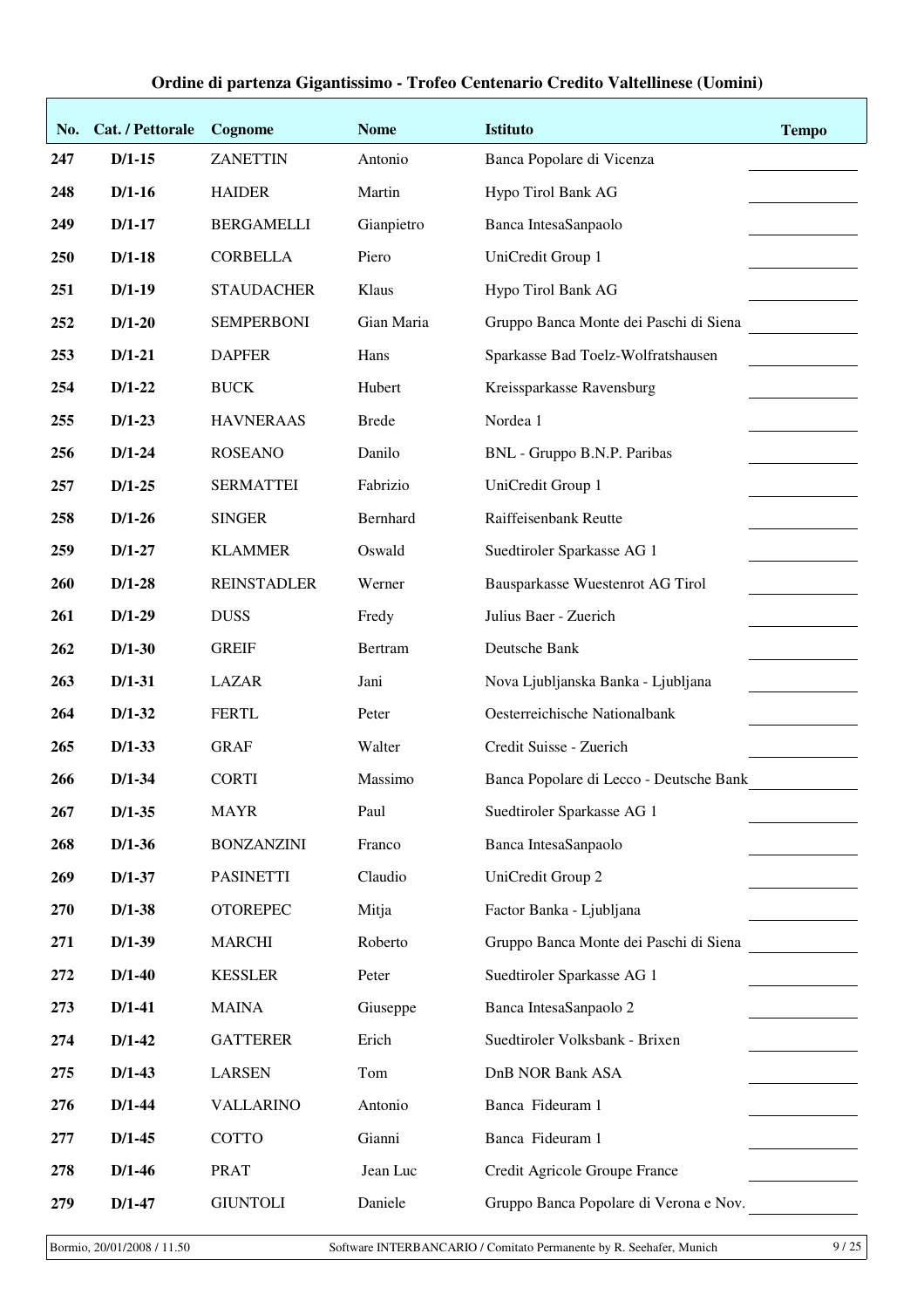# Ordine di partenza Gigantissimo - Trofeo Centenario Credito Valtellinese (Uomini)

| No. | Cat. / Pettorale | Cognome | Nome | Istituto | Tempo |
|---|---|---|---|---|---|
| 247 | D/1-15 | ZANETTIN | Antonio | Banca Popolare di Vicenza | |
| 248 | D/1-16 | HAIDER | Martin | Hypo Tirol Bank AG | |
| 249 | D/1-17 | BERGAMELLI | Gianpietro | Banca IntesaSanpaolo | |
| 250 | D/1-18 | CORBELLA | Piero | UniCredit Group 1 | |
| 251 | D/1-19 | STAUDACHER | Klaus | Hypo Tirol Bank AG | |
| 252 | D/1-20 | SEMPERBONI | Gian Maria | Gruppo Banca Monte dei Paschi di Siena | |
| 253 | D/1-21 | DAPFER | Hans | Sparkasse Bad Toelz-Wolfratshausen | |
| 254 | D/1-22 | BUCK | Hubert | Kreissparkasse Ravensburg | |
| 255 | D/1-23 | HAVNERAAS | Brede | Nordea 1 | |
| 256 | D/1-24 | ROSEANO | Danilo | BNL - Gruppo B.N.P. Paribas | |
| 257 | D/1-25 | SERMATTEI | Fabrizio | UniCredit Group 1 | |
| 258 | D/1-26 | SINGER | Bernhard | Raiffeisenbank Reutte | |
| 259 | D/1-27 | KLAMMER | Oswald | Suedtiroler Sparkasse AG 1 | |
| 260 | D/1-28 | REINSTADLER | Werner | Bausparkasse Wuestenrot AG Tirol | |
| 261 | D/1-29 | DUSS | Fredy | Julius Baer - Zuerich | |
| 262 | D/1-30 | GREIF | Bertram | Deutsche Bank | |
| 263 | D/1-31 | LAZAR | Jani | Nova Ljubljanska Banka - Ljubljana | |
| 264 | D/1-32 | FERTL | Peter | Oesterreichische Nationalbank | |
| 265 | D/1-33 | GRAF | Walter | Credit Suisse - Zuerich | |
| 266 | D/1-34 | CORTI | Massimo | Banca Popolare di Lecco - Deutsche Bank | |
| 267 | D/1-35 | MAYR | Paul | Suedtiroler Sparkasse AG 1 | |
| 268 | D/1-36 | BONZANZINI | Franco | Banca IntesaSanpaolo | |
| 269 | D/1-37 | PASINETTI | Claudio | UniCredit Group 2 | |
| 270 | D/1-38 | OTOREPEC | Mitja | Factor Banka - Ljubljana | |
| 271 | D/1-39 | MARCHI | Roberto | Gruppo Banca Monte dei Paschi di Siena | |
| 272 | D/1-40 | KESSLER | Peter | Suedtiroler Sparkasse AG 1 | |
| 273 | D/1-41 | MAINA | Giuseppe | Banca IntesaSanpaolo 2 | |
| 274 | D/1-42 | GATTERER | Erich | Suedtiroler Volksbank - Brixen | |
| 275 | D/1-43 | LARSEN | Tom | DnB NOR Bank ASA | |
| 276 | D/1-44 | VALLARINO | Antonio | Banca Fideuram 1 | |
| 277 | D/1-45 | COTTO | Gianni | Banca Fideuram 1 | |
| 278 | D/1-46 | PRAT | Jean Luc | Credit Agricole Groupe France | |
| 279 | D/1-47 | GIUNTOLI | Daniele | Gruppo Banca Popolare di Verona e Nov. | |

Bormio, 20/01/2008 / 11.50 — Software INTERBANCARIO / Comitato Permanente by R. Seehafer, Munich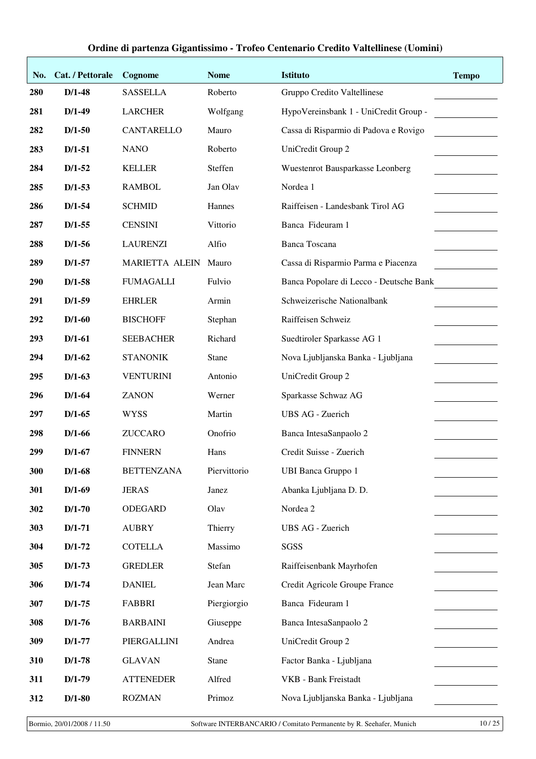**Ordine di partenza Gigantissimo - Trofeo Centenario Credito Valtellinese (Uomini)**

| No. | Cat. / Pettorale | Cognome | Nome | Istituto | Tempo |
|---|---|---|---|---|---|
| 280 | D/1-48 | SASSELLA | Roberto | Gruppo Credito Valtellinese | |
| 281 | D/1-49 | LARCHER | Wolfgang | HypoVereinsbank 1 - UniCredit Group - | |
| 282 | D/1-50 | CANTARELLO | Mauro | Cassa di Risparmio di Padova e Rovigo | |
| 283 | D/1-51 | NANO | Roberto | UniCredit Group 2 | |
| 284 | D/1-52 | KELLER | Steffen | Wuestenrot Bausparkasse Leonberg | |
| 285 | D/1-53 | RAMBOL | Jan Olav | Nordea 1 | |
| 286 | D/1-54 | SCHMID | Hannes | Raiffeisen - Landesbank Tirol AG | |
| 287 | D/1-55 | CENSINI | Vittorio | Banca Fideuram 1 | |
| 288 | D/1-56 | LAURENZI | Alfio | Banca Toscana | |
| 289 | D/1-57 | MARIETTA ALEIN | Mauro | Cassa di Risparmio Parma e Piacenza | |
| 290 | D/1-58 | FUMAGALLI | Fulvio | Banca Popolare di Lecco - Deutsche Bank | |
| 291 | D/1-59 | EHRLER | Armin | Schweizerische Nationalbank | |
| 292 | D/1-60 | BISCHOFF | Stephan | Raiffeisen Schweiz | |
| 293 | D/1-61 | SEEBACHER | Richard | Suedtiroler Sparkasse AG 1 | |
| 294 | D/1-62 | STANONIK | Stane | Nova Ljubljanska Banka - Ljubljana | |
| 295 | D/1-63 | VENTURINI | Antonio | UniCredit Group 2 | |
| 296 | D/1-64 | ZANON | Werner | Sparkasse Schwaz AG | |
| 297 | D/1-65 | WYSS | Martin | UBS AG - Zuerich | |
| 298 | D/1-66 | ZUCCARO | Onofrio | Banca IntesaSanpaolo 2 | |
| 299 | D/1-67 | FINNERN | Hans | Credit Suisse - Zuerich | |
| 300 | D/1-68 | BETTENZANA | Piervittorio | UBI Banca Gruppo 1 | |
| 301 | D/1-69 | JERAS | Janez | Abanka Ljubljana D. D. | |
| 302 | D/1-70 | ODEGARD | Olav | Nordea 2 | |
| 303 | D/1-71 | AUBRY | Thierry | UBS AG - Zuerich | |
| 304 | D/1-72 | COTELLA | Massimo | SGSS | |
| 305 | D/1-73 | GREDLER | Stefan | Raiffeisenbank Mayrhofen | |
| 306 | D/1-74 | DANIEL | Jean Marc | Credit Agricole Groupe France | |
| 307 | D/1-75 | FABBRI | Piergiorgio | Banca Fideuram 1 | |
| 308 | D/1-76 | BARBAINI | Giuseppe | Banca IntesaSanpaolo 2 | |
| 309 | D/1-77 | PIERGALLINI | Andrea | UniCredit Group 2 | |
| 310 | D/1-78 | GLAVAN | Stane | Factor Banka - Ljubljana | |
| 311 | D/1-79 | ATTENEDER | Alfred | VKB - Bank Freistadt | |
| 312 | D/1-80 | ROZMAN | Primoz | Nova Ljubljanska Banka - Ljubljana | |

Bormio, 20/01/2008 / 11.50 — Software INTERBANCARIO / Comitato Permanente by R. Seehafer, Munich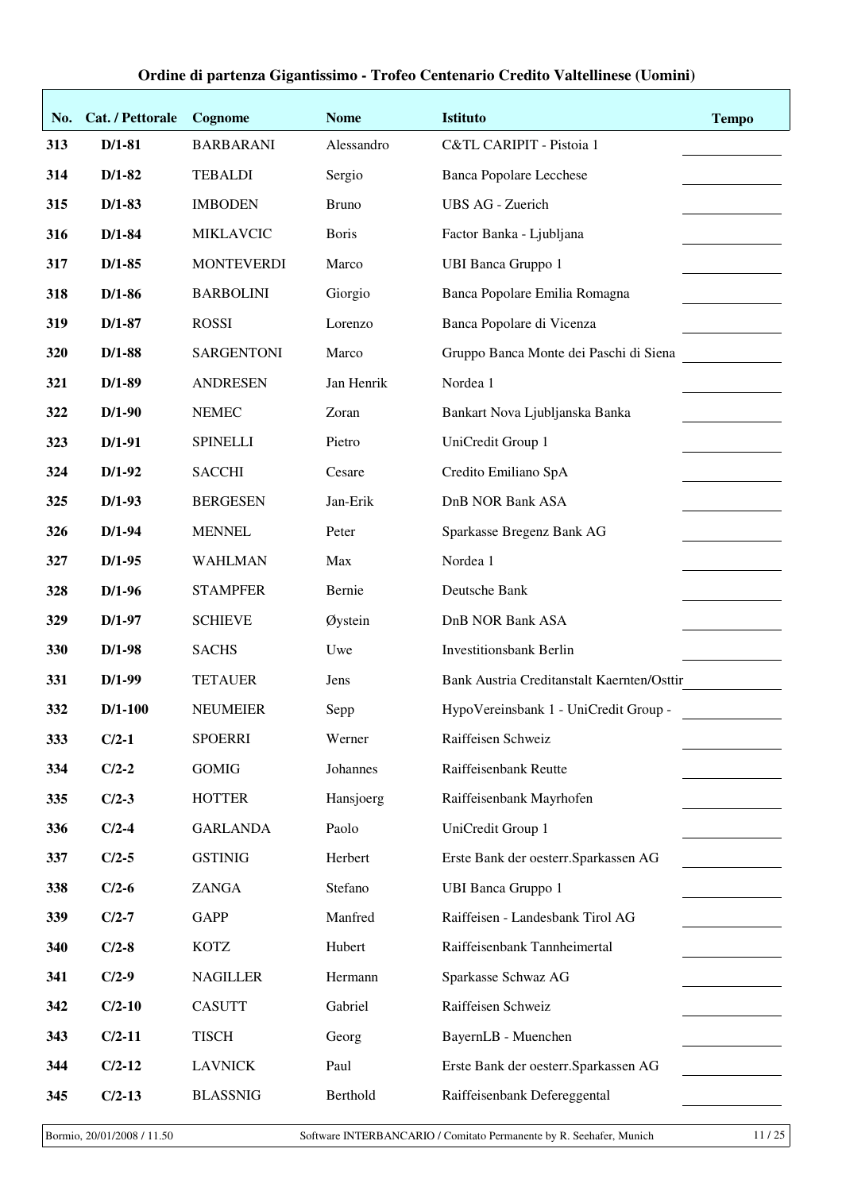**Ordine di partenza Gigantissimo - Trofeo Centenario Credito Valtellinese (Uomini)**

| No. | Cat. / Pettorale | Cognome | Nome | Istituto | Tempo |
|---|---|---|---|---|---|
| 313 | D/1-81 | BARBARANI | Alessandro | C&TL CARIPIT - Pistoia 1 | |
| 314 | D/1-82 | TEBALDI | Sergio | Banca Popolare Lecchese | |
| 315 | D/1-83 | IMBODEN | Bruno | UBS AG - Zuerich | |
| 316 | D/1-84 | MIKLAVCIC | Boris | Factor Banka - Ljubljana | |
| 317 | D/1-85 | MONTEVERDI | Marco | UBI Banca Gruppo 1 | |
| 318 | D/1-86 | BARBOLINI | Giorgio | Banca Popolare Emilia Romagna | |
| 319 | D/1-87 | ROSSI | Lorenzo | Banca Popolare di Vicenza | |
| 320 | D/1-88 | SARGENTONI | Marco | Gruppo Banca Monte dei Paschi di Siena | |
| 321 | D/1-89 | ANDRESEN | Jan Henrik | Nordea 1 | |
| 322 | D/1-90 | NEMEC | Zoran | Bankart Nova Ljubljanska Banka | |
| 323 | D/1-91 | SPINELLI | Pietro | UniCredit Group 1 | |
| 324 | D/1-92 | SACCHI | Cesare | Credito Emiliano SpA | |
| 325 | D/1-93 | BERGESEN | Jan-Erik | DnB NOR Bank ASA | |
| 326 | D/1-94 | MENNEL | Peter | Sparkasse Bregenz Bank AG | |
| 327 | D/1-95 | WAHLMAN | Max | Nordea 1 | |
| 328 | D/1-96 | STAMPFER | Bernie | Deutsche Bank | |
| 329 | D/1-97 | SCHIEVE | Øystein | DnB NOR Bank ASA | |
| 330 | D/1-98 | SACHS | Uwe | Investitionsbank Berlin | |
| 331 | D/1-99 | TETAUER | Jens | Bank Austria Creditanstalt Kaernten/Osttir | |
| 332 | D/1-100 | NEUMEIER | Sepp | HypoVereinsbank 1 - UniCredit Group - | |
| 333 | C/2-1 | SPOERRI | Werner | Raiffeisen Schweiz | |
| 334 | C/2-2 | GOMIG | Johannes | Raiffeisenbank Reutte | |
| 335 | C/2-3 | HOTTER | Hansjoerg | Raiffeisenbank Mayrhofen | |
| 336 | C/2-4 | GARLANDA | Paolo | UniCredit Group 1 | |
| 337 | C/2-5 | GSTINIG | Herbert | Erste Bank der oesterr.Sparkassen AG | |
| 338 | C/2-6 | ZANGA | Stefano | UBI Banca Gruppo 1 | |
| 339 | C/2-7 | GAPP | Manfred | Raiffeisen - Landesbank Tirol AG | |
| 340 | C/2-8 | KOTZ | Hubert | Raiffeisenbank Tannheimertal | |
| 341 | C/2-9 | NAGILLER | Hermann | Sparkasse Schwaz AG | |
| 342 | C/2-10 | CASUTT | Gabriel | Raiffeisen Schweiz | |
| 343 | C/2-11 | TISCH | Georg | BayernLB - Muenchen | |
| 344 | C/2-12 | LAVNICK | Paul | Erste Bank der oesterr.Sparkassen AG | |
| 345 | C/2-13 | BLASSNIG | Berthold | Raiffeisenbank Defereggental | |

Bormio, 20/01/2008 / 11.50 — Software INTERBANCARIO / Comitato Permanente by R. Seehafer, Munich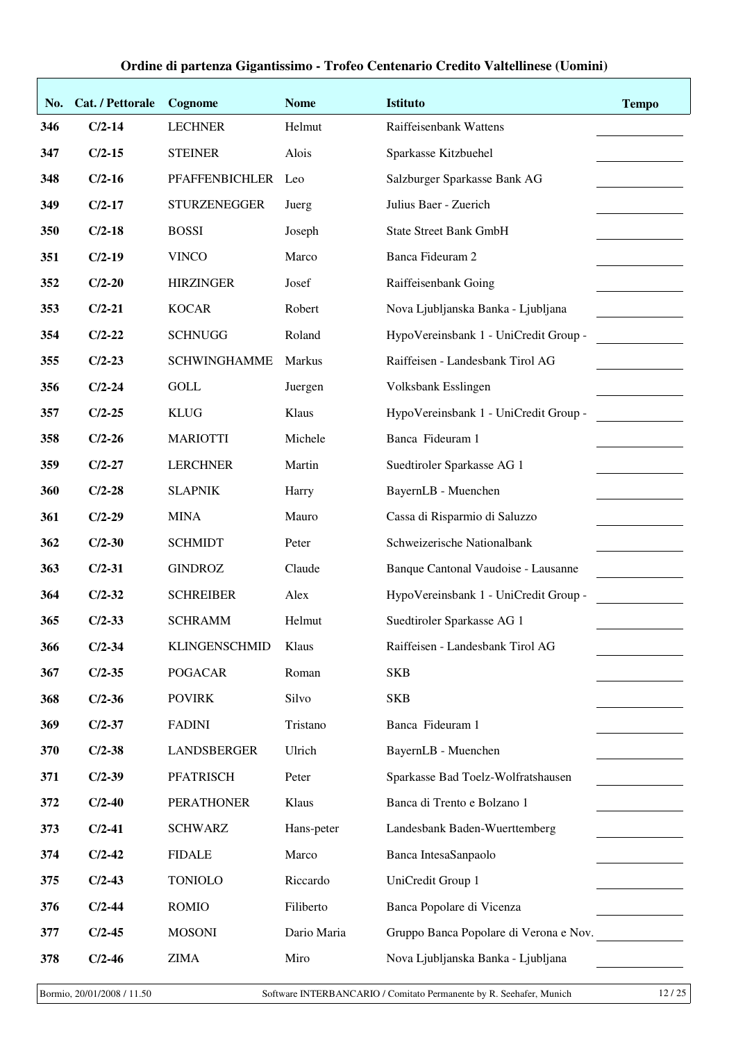## Ordine di partenza Gigantissimo - Trofeo Centenario Credito Valtellinese (Uomini)

| No. | Cat. / Pettorale | Cognome | Nome | Istituto | Tempo |
|---|---|---|---|---|---|
| 346 | C/2-14 | LECHNER | Helmut | Raiffeisenbank Wattens | |
| 347 | C/2-15 | STEINER | Alois | Sparkasse Kitzbuehel | |
| 348 | C/2-16 | PFAFFENBICHLER | Leo | Salzburger Sparkasse Bank AG | |
| 349 | C/2-17 | STURZENEGGER | Juerg | Julius Baer - Zuerich | |
| 350 | C/2-18 | BOSSI | Joseph | State Street Bank GmbH | |
| 351 | C/2-19 | VINCO | Marco | Banca Fideuram 2 | |
| 352 | C/2-20 | HIRZINGER | Josef | Raiffeisenbank Going | |
| 353 | C/2-21 | KOCAR | Robert | Nova Ljubljanska Banka - Ljubljana | |
| 354 | C/2-22 | SCHNUGG | Roland | HypoVereinsbank 1 - UniCredit Group - | |
| 355 | C/2-23 | SCHWINGHAMME | Markus | Raiffeisen - Landesbank Tirol AG | |
| 356 | C/2-24 | GOLL | Juergen | Volksbank Esslingen | |
| 357 | C/2-25 | KLUG | Klaus | HypoVereinsbank 1 - UniCredit Group - | |
| 358 | C/2-26 | MARIOTTI | Michele | Banca Fideuram 1 | |
| 359 | C/2-27 | LERCHNER | Martin | Suedtiroler Sparkasse AG 1 | |
| 360 | C/2-28 | SLAPNIK | Harry | BayernLB - Muenchen | |
| 361 | C/2-29 | MINA | Mauro | Cassa di Risparmio di Saluzzo | |
| 362 | C/2-30 | SCHMIDT | Peter | Schweizerische Nationalbank | |
| 363 | C/2-31 | GINDROZ | Claude | Banque Cantonal Vaudoise - Lausanne | |
| 364 | C/2-32 | SCHREIBER | Alex | HypoVereinsbank 1 - UniCredit Group - | |
| 365 | C/2-33 | SCHRAMM | Helmut | Suedtiroler Sparkasse AG 1 | |
| 366 | C/2-34 | KLINGENSCHMID | Klaus | Raiffeisen - Landesbank Tirol AG | |
| 367 | C/2-35 | POGACAR | Roman | SKB | |
| 368 | C/2-36 | POVIRK | Silvo | SKB | |
| 369 | C/2-37 | FADINI | Tristano | Banca Fideuram 1 | |
| 370 | C/2-38 | LANDSBERGER | Ulrich | BayernLB - Muenchen | |
| 371 | C/2-39 | PFATRISCH | Peter | Sparkasse Bad Toelz-Wolfratshausen | |
| 372 | C/2-40 | PERATHONER | Klaus | Banca di Trento e Bolzano 1 | |
| 373 | C/2-41 | SCHWARZ | Hans-peter | Landesbank Baden-Wuerttemberg | |
| 374 | C/2-42 | FIDALE | Marco | Banca IntesaSanpaolo | |
| 375 | C/2-43 | TONIOLO | Riccardo | UniCredit Group 1 | |
| 376 | C/2-44 | ROMIO | Filiberto | Banca Popolare di Vicenza | |
| 377 | C/2-45 | MOSONI | Dario Maria | Gruppo Banca Popolare di Verona e Nov. | |
| 378 | C/2-46 | ZIMA | Miro | Nova Ljubljanska Banka - Ljubljana | |

Bormio, 20/01/2008 / 11.50 — Software INTERBANCARIO / Comitato Permanente by R. Seehafer, Munich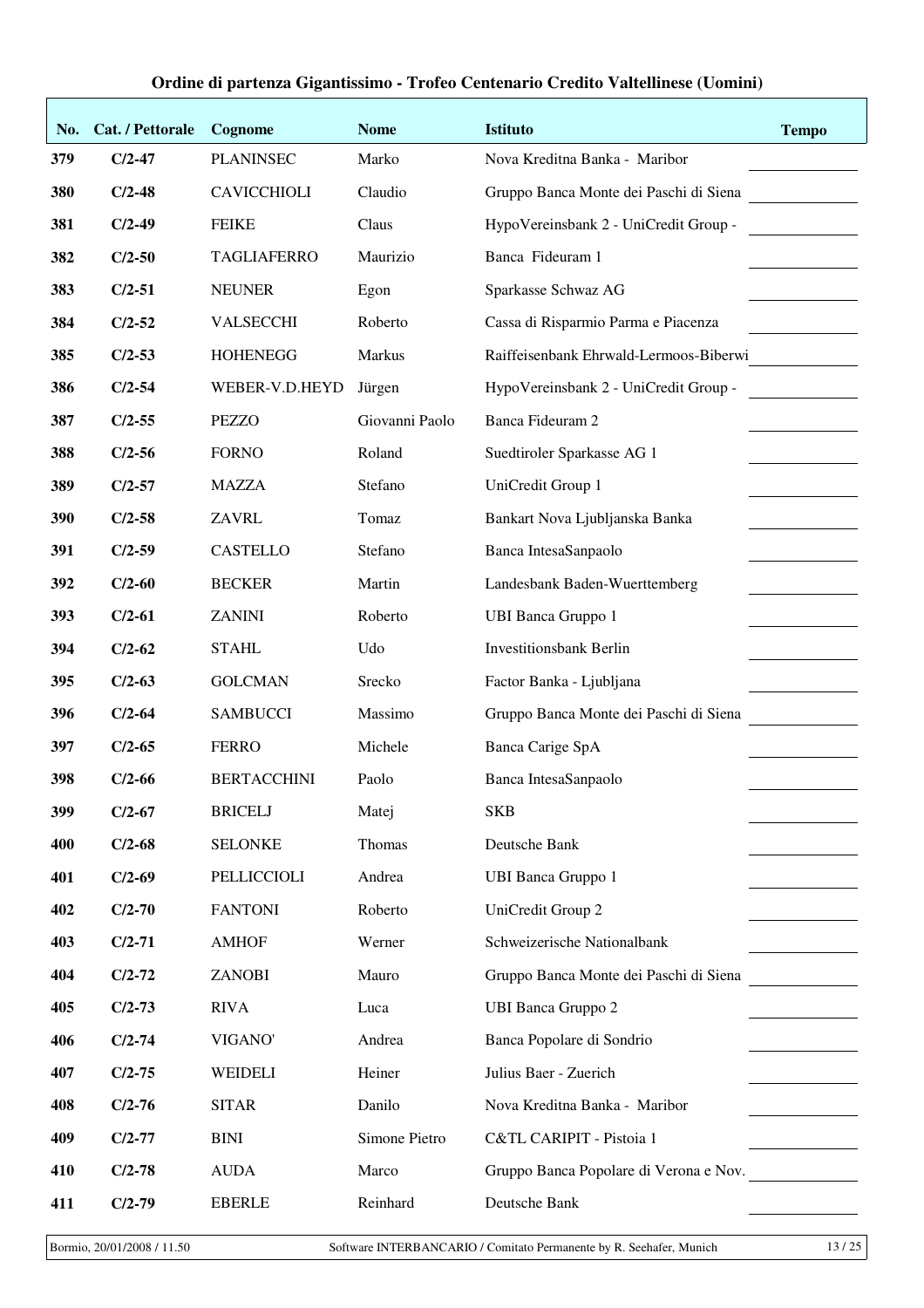## Ordine di partenza Gigantissimo - Trofeo Centenario Credito Valtellinese (Uomini)

| No. | Cat. / Pettorale | Cognome | Nome | Istituto | Tempo |
|---|---|---|---|---|---|
| 379 | C/2-47 | PLANINSEC | Marko | Nova Kreditna Banka - Maribor | |
| 380 | C/2-48 | CAVICCHIOLI | Claudio | Gruppo Banca Monte dei Paschi di Siena | |
| 381 | C/2-49 | FEIKE | Claus | HypoVereinsbank 2 - UniCredit Group - | |
| 382 | C/2-50 | TAGLIAFERRO | Maurizio | Banca Fideuram 1 | |
| 383 | C/2-51 | NEUNER | Egon | Sparkasse Schwaz AG | |
| 384 | C/2-52 | VALSECCHI | Roberto | Cassa di Risparmio Parma e Piacenza | |
| 385 | C/2-53 | HOHENEGG | Markus | Raiffeisenbank Ehrwald-Lermoos-Biberwi | |
| 386 | C/2-54 | WEBER-V.D.HEYD | Jürgen | HypoVereinsbank 2 - UniCredit Group - | |
| 387 | C/2-55 | PEZZO | Giovanni Paolo | Banca Fideuram 2 | |
| 388 | C/2-56 | FORNO | Roland | Suedtiroler Sparkasse AG 1 | |
| 389 | C/2-57 | MAZZA | Stefano | UniCredit Group 1 | |
| 390 | C/2-58 | ZAVRL | Tomaz | Bankart Nova Ljubljanska Banka | |
| 391 | C/2-59 | CASTELLO | Stefano | Banca IntesaSanpaolo | |
| 392 | C/2-60 | BECKER | Martin | Landesbank Baden-Wuerttemberg | |
| 393 | C/2-61 | ZANINI | Roberto | UBI Banca Gruppo 1 | |
| 394 | C/2-62 | STAHL | Udo | Investitionsbank Berlin | |
| 395 | C/2-63 | GOLCMAN | Srecko | Factor Banka - Ljubljana | |
| 396 | C/2-64 | SAMBUCCI | Massimo | Gruppo Banca Monte dei Paschi di Siena | |
| 397 | C/2-65 | FERRO | Michele | Banca Carige SpA | |
| 398 | C/2-66 | BERTACCHINI | Paolo | Banca IntesaSanpaolo | |
| 399 | C/2-67 | BRICELJ | Matej | SKB | |
| 400 | C/2-68 | SELONKE | Thomas | Deutsche Bank | |
| 401 | C/2-69 | PELLICCIOLI | Andrea | UBI Banca Gruppo 1 | |
| 402 | C/2-70 | FANTONI | Roberto | UniCredit Group 2 | |
| 403 | C/2-71 | AMHOF | Werner | Schweizerische Nationalbank | |
| 404 | C/2-72 | ZANOBI | Mauro | Gruppo Banca Monte dei Paschi di Siena | |
| 405 | C/2-73 | RIVA | Luca | UBI Banca Gruppo 2 | |
| 406 | C/2-74 | VIGANO' | Andrea | Banca Popolare di Sondrio | |
| 407 | C/2-75 | WEIDELI | Heiner | Julius Baer - Zuerich | |
| 408 | C/2-76 | SITAR | Danilo | Nova Kreditna Banka - Maribor | |
| 409 | C/2-77 | BINI | Simone Pietro | C&TL CARIPIT - Pistoia 1 | |
| 410 | C/2-78 | AUDA | Marco | Gruppo Banca Popolare di Verona e Nov. | |
| 411 | C/2-79 | EBERLE | Reinhard | Deutsche Bank | |

Bormio, 20/01/2008 / 11.50 — Software INTERBANCARIO / Comitato Permanente by R. Seehafer, Munich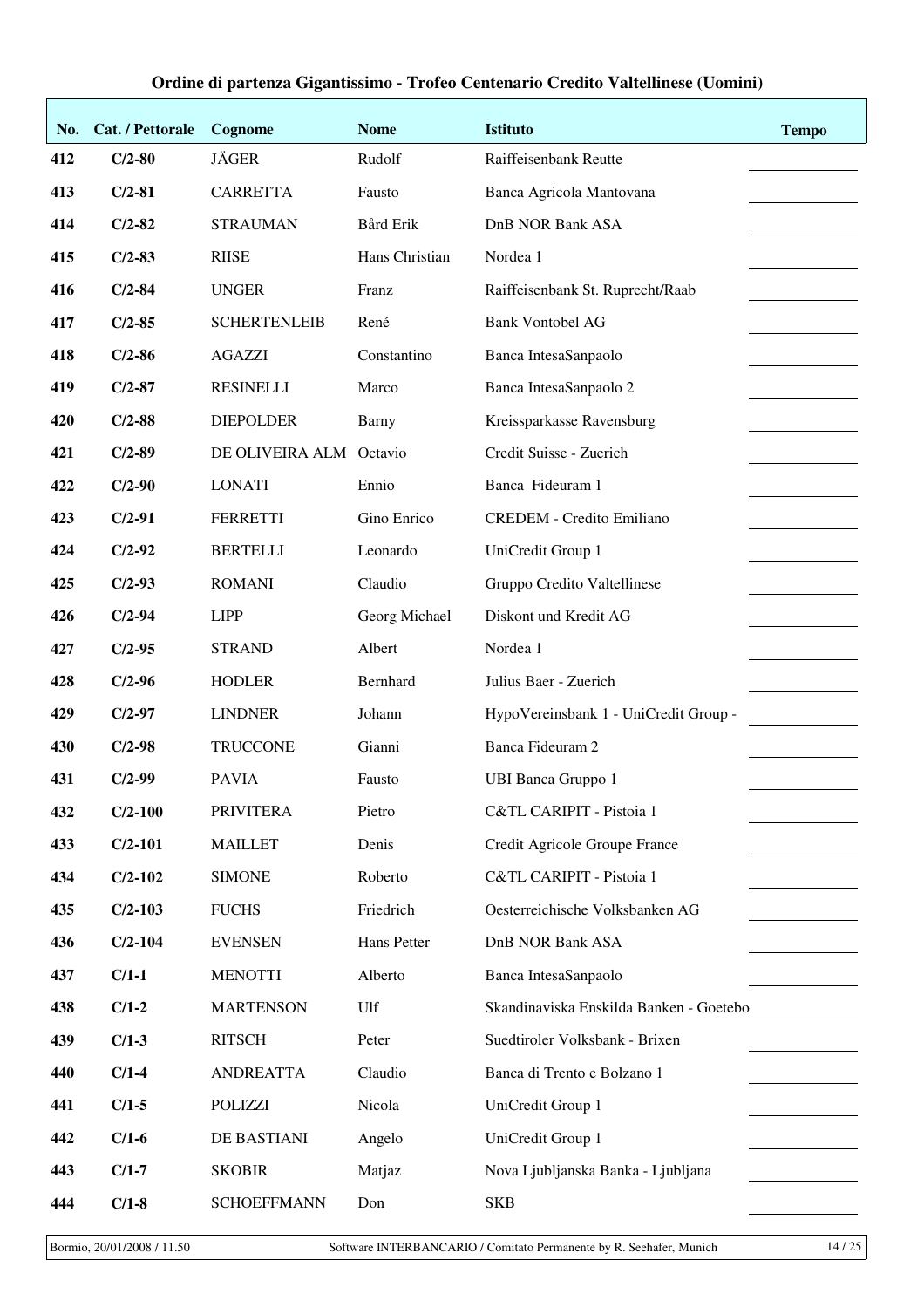## Ordine di partenza Gigantissimo - Trofeo Centenario Credito Valtellinese (Uomini)

| No. | Cat. / Pettorale | Cognome | Nome | Istituto | Tempo |
|---|---|---|---|---|---|
| 412 | C/2-80 | JÄGER | Rudolf | Raiffeisenbank Reutte | |
| 413 | C/2-81 | CARRETTA | Fausto | Banca Agricola Mantovana | |
| 414 | C/2-82 | STRAUMAN | Bård Erik | DnB NOR Bank ASA | |
| 415 | C/2-83 | RIISE | Hans Christian | Nordea 1 | |
| 416 | C/2-84 | UNGER | Franz | Raiffeisenbank St. Ruprecht/Raab | |
| 417 | C/2-85 | SCHERTENLEIB | René | Bank Vontobel AG | |
| 418 | C/2-86 | AGAZZI | Constantino | Banca IntesaSanpaolo | |
| 419 | C/2-87 | RESINELLI | Marco | Banca IntesaSanpaolo 2 | |
| 420 | C/2-88 | DIEPOLDER | Barny | Kreissparkasse Ravensburg | |
| 421 | C/2-89 | DE OLIVEIRA ALM | Octavio | Credit Suisse - Zuerich | |
| 422 | C/2-90 | LONATI | Ennio | Banca Fideuram 1 | |
| 423 | C/2-91 | FERRETTI | Gino Enrico | CREDEM - Credito Emiliano | |
| 424 | C/2-92 | BERTELLI | Leonardo | UniCredit Group 1 | |
| 425 | C/2-93 | ROMANI | Claudio | Gruppo Credito Valtellinese | |
| 426 | C/2-94 | LIPP | Georg Michael | Diskont und Kredit AG | |
| 427 | C/2-95 | STRAND | Albert | Nordea 1 | |
| 428 | C/2-96 | HODLER | Bernhard | Julius Baer - Zuerich | |
| 429 | C/2-97 | LINDNER | Johann | HypoVereinsbank 1 - UniCredit Group - | |
| 430 | C/2-98 | TRUCCONE | Gianni | Banca Fideuram 2 | |
| 431 | C/2-99 | PAVIA | Fausto | UBI Banca Gruppo 1 | |
| 432 | C/2-100 | PRIVITERA | Pietro | C&TL CARIPIT - Pistoia 1 | |
| 433 | C/2-101 | MAILLET | Denis | Credit Agricole Groupe France | |
| 434 | C/2-102 | SIMONE | Roberto | C&TL CARIPIT - Pistoia 1 | |
| 435 | C/2-103 | FUCHS | Friedrich | Oesterreichische Volksbanken AG | |
| 436 | C/2-104 | EVENSEN | Hans Petter | DnB NOR Bank ASA | |
| 437 | C/1-1 | MENOTTI | Alberto | Banca IntesaSanpaolo | |
| 438 | C/1-2 | MARTENSON | Ulf | Skandinaviska Enskilda Banken - Goetebo | |
| 439 | C/1-3 | RITSCH | Peter | Suedtiroler Volksbank - Brixen | |
| 440 | C/1-4 | ANDREATTA | Claudio | Banca di Trento e Bolzano 1 | |
| 441 | C/1-5 | POLIZZI | Nicola | UniCredit Group 1 | |
| 442 | C/1-6 | DE BASTIANI | Angelo | UniCredit Group 1 | |
| 443 | C/1-7 | SKOBIR | Matjaz | Nova Ljubljanska Banka - Ljubljana | |
| 444 | C/1-8 | SCHOEFFMANN | Don | SKB | |

Bormio, 20/01/2008 / 11.50 — Software INTERBANCARIO / Comitato Permanente by R. Seehafer, Munich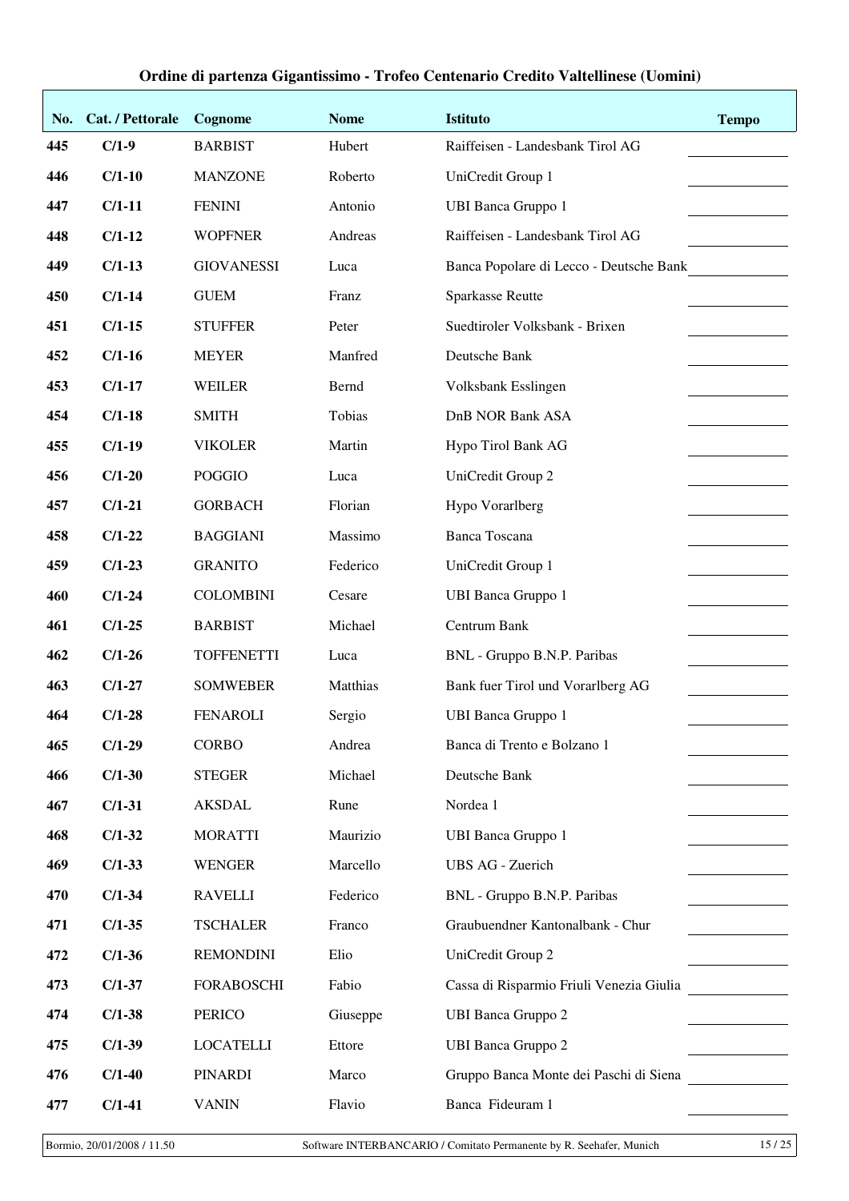# Ordine di partenza Gigantissimo - Trofeo Centenario Credito Valtellinese (Uomini)

| No. | Cat. / Pettorale | Cognome | Nome | Istituto | Tempo |
|---|---|---|---|---|---|
| 445 | C/1-9 | BARBIST | Hubert | Raiffeisen - Landesbank Tirol AG | |
| 446 | C/1-10 | MANZONE | Roberto | UniCredit Group 1 | |
| 447 | C/1-11 | FENINI | Antonio | UBI Banca Gruppo 1 | |
| 448 | C/1-12 | WOPFNER | Andreas | Raiffeisen - Landesbank Tirol AG | |
| 449 | C/1-13 | GIOVANESSI | Luca | Banca Popolare di Lecco - Deutsche Bank | |
| 450 | C/1-14 | GUEM | Franz | Sparkasse Reutte | |
| 451 | C/1-15 | STUFFER | Peter | Suedtiroler Volksbank - Brixen | |
| 452 | C/1-16 | MEYER | Manfred | Deutsche Bank | |
| 453 | C/1-17 | WEILER | Bernd | Volksbank Esslingen | |
| 454 | C/1-18 | SMITH | Tobias | DnB NOR Bank ASA | |
| 455 | C/1-19 | VIKOLER | Martin | Hypo Tirol Bank AG | |
| 456 | C/1-20 | POGGIO | Luca | UniCredit Group 2 | |
| 457 | C/1-21 | GORBACH | Florian | Hypo Vorarlberg | |
| 458 | C/1-22 | BAGGIANI | Massimo | Banca Toscana | |
| 459 | C/1-23 | GRANITO | Federico | UniCredit Group 1 | |
| 460 | C/1-24 | COLOMBINI | Cesare | UBI Banca Gruppo 1 | |
| 461 | C/1-25 | BARBIST | Michael | Centrum Bank | |
| 462 | C/1-26 | TOFFENETTI | Luca | BNL - Gruppo B.N.P. Paribas | |
| 463 | C/1-27 | SOMWEBER | Matthias | Bank fuer Tirol und Vorarlberg AG | |
| 464 | C/1-28 | FENAROLI | Sergio | UBI Banca Gruppo 1 | |
| 465 | C/1-29 | CORBO | Andrea | Banca di Trento e Bolzano 1 | |
| 466 | C/1-30 | STEGER | Michael | Deutsche Bank | |
| 467 | C/1-31 | AKSDAL | Rune | Nordea 1 | |
| 468 | C/1-32 | MORATTI | Maurizio | UBI Banca Gruppo 1 | |
| 469 | C/1-33 | WENGER | Marcello | UBS AG - Zuerich | |
| 470 | C/1-34 | RAVELLI | Federico | BNL - Gruppo B.N.P. Paribas | |
| 471 | C/1-35 | TSCHALER | Franco | Graubuendner Kantonalbank - Chur | |
| 472 | C/1-36 | REMONDINI | Elio | UniCredit Group 2 | |
| 473 | C/1-37 | FORABOSCHI | Fabio | Cassa di Risparmio Friuli Venezia Giulia | |
| 474 | C/1-38 | PERICO | Giuseppe | UBI Banca Gruppo 2 | |
| 475 | C/1-39 | LOCATELLI | Ettore | UBI Banca Gruppo 2 | |
| 476 | C/1-40 | PINARDI | Marco | Gruppo Banca Monte dei Paschi di Siena | |
| 477 | C/1-41 | VANIN | Flavio | Banca Fideuram 1 | |

Bormio, 20/01/2008 / 11.50 — Software INTERBANCARIO / Comitato Permanente by R. Seehafer, Munich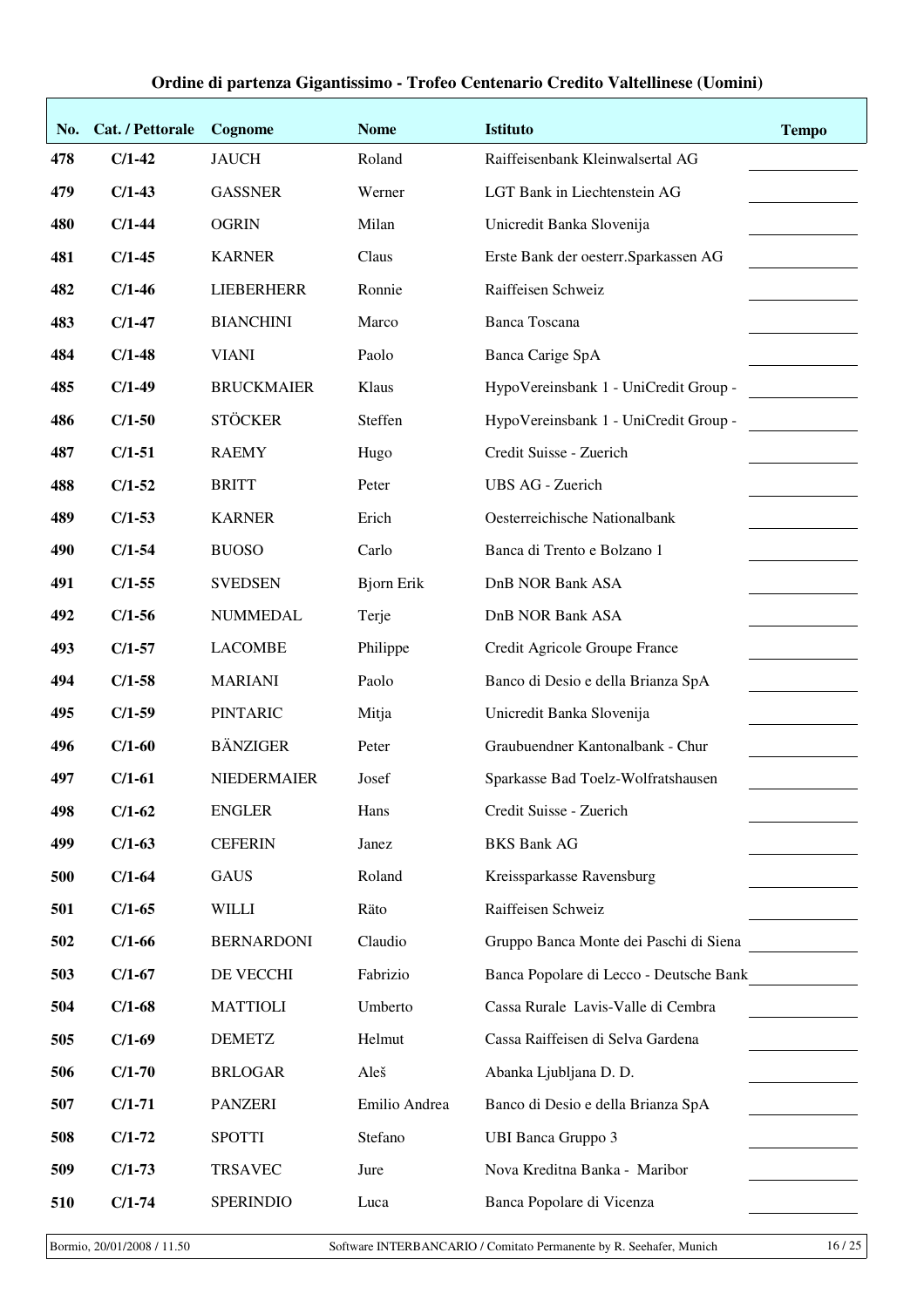## Ordine di partenza Gigantissimo - Trofeo Centenario Credito Valtellinese (Uomini)

| No. | Cat. / Pettorale | Cognome | Nome | Istituto | Tempo |
|---|---|---|---|---|---|
| 478 | C/1-42 | JAUCH | Roland | Raiffeisenbank Kleinwalsertal AG | |
| 479 | C/1-43 | GASSNER | Werner | LGT Bank in Liechtenstein AG | |
| 480 | C/1-44 | OGRIN | Milan | Unicredit Banka Slovenija | |
| 481 | C/1-45 | KARNER | Claus | Erste Bank der oesterr.Sparkassen AG | |
| 482 | C/1-46 | LIEBERHERR | Ronnie | Raiffeisen Schweiz | |
| 483 | C/1-47 | BIANCHINI | Marco | Banca Toscana | |
| 484 | C/1-48 | VIANI | Paolo | Banca Carige SpA | |
| 485 | C/1-49 | BRUCKMAIER | Klaus | HypoVereinsbank 1 - UniCredit Group - | |
| 486 | C/1-50 | STÖCKER | Steffen | HypoVereinsbank 1 - UniCredit Group - | |
| 487 | C/1-51 | RAEMY | Hugo | Credit Suisse - Zuerich | |
| 488 | C/1-52 | BRITT | Peter | UBS AG - Zuerich | |
| 489 | C/1-53 | KARNER | Erich | Oesterreichische Nationalbank | |
| 490 | C/1-54 | BUOSO | Carlo | Banca di Trento e Bolzano 1 | |
| 491 | C/1-55 | SVEDSEN | Bjorn Erik | DnB NOR Bank ASA | |
| 492 | C/1-56 | NUMMEDAL | Terje | DnB NOR Bank ASA | |
| 493 | C/1-57 | LACOMBE | Philippe | Credit Agricole Groupe France | |
| 494 | C/1-58 | MARIANI | Paolo | Banco di Desio e della Brianza SpA | |
| 495 | C/1-59 | PINTARIC | Mitja | Unicredit Banka Slovenija | |
| 496 | C/1-60 | BÄNZIGER | Peter | Graubuendner Kantonalbank - Chur | |
| 497 | C/1-61 | NIEDERMAIER | Josef | Sparkasse Bad Toelz-Wolfratshausen | |
| 498 | C/1-62 | ENGLER | Hans | Credit Suisse - Zuerich | |
| 499 | C/1-63 | CEFERIN | Janez | BKS Bank AG | |
| 500 | C/1-64 | GAUS | Roland | Kreissparkasse Ravensburg | |
| 501 | C/1-65 | WILLI | Räto | Raiffeisen Schweiz | |
| 502 | C/1-66 | BERNARDONI | Claudio | Gruppo Banca Monte dei Paschi di Siena | |
| 503 | C/1-67 | DE VECCHI | Fabrizio | Banca Popolare di Lecco - Deutsche Bank | |
| 504 | C/1-68 | MATTIOLI | Umberto | Cassa Rurale Lavis-Valle di Cembra | |
| 505 | C/1-69 | DEMETZ | Helmut | Cassa Raiffeisen di Selva Gardena | |
| 506 | C/1-70 | BRLOGAR | Aleš | Abanka Ljubljana D. D. | |
| 507 | C/1-71 | PANZERI | Emilio Andrea | Banco di Desio e della Brianza SpA | |
| 508 | C/1-72 | SPOTTI | Stefano | UBI Banca Gruppo 3 | |
| 509 | C/1-73 | TRSAVEC | Jure | Nova Kreditna Banka - Maribor | |
| 510 | C/1-74 | SPERINDIO | Luca | Banca Popolare di Vicenza | |

Bormio, 20/01/2008 / 11.50 Software INTERBANCARIO / Comitato Permanente by R. Seehafer, Munich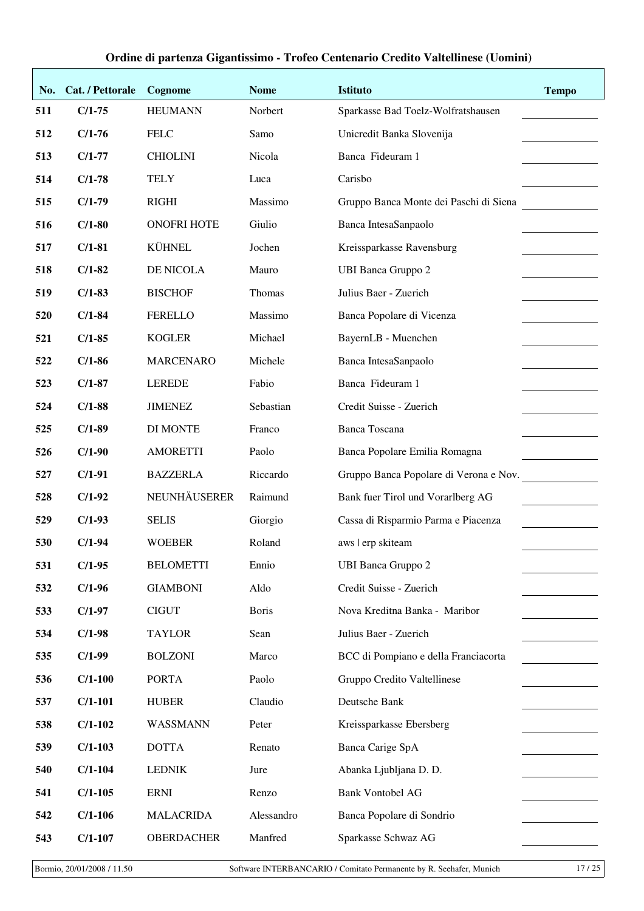**Ordine di partenza Gigantissimo - Trofeo Centenario Credito Valtellinese (Uomini)**

| No. | Cat. / Pettorale | Cognome | Nome | Istituto | Tempo |
|---|---|---|---|---|---|
| 511 | C/1-75 | HEUMANN | Norbert | Sparkasse Bad Toelz-Wolfratshausen | |
| 512 | C/1-76 | FELC | Samo | Unicredit Banka Slovenija | |
| 513 | C/1-77 | CHIOLINI | Nicola | Banca Fideuram 1 | |
| 514 | C/1-78 | TELY | Luca | Carisbo | |
| 515 | C/1-79 | RIGHI | Massimo | Gruppo Banca Monte dei Paschi di Siena | |
| 516 | C/1-80 | ONOFRI HOTE | Giulio | Banca IntesaSanpaolo | |
| 517 | C/1-81 | KÜHNEL | Jochen | Kreissparkasse Ravensburg | |
| 518 | C/1-82 | DE NICOLA | Mauro | UBI Banca Gruppo 2 | |
| 519 | C/1-83 | BISCHOF | Thomas | Julius Baer - Zuerich | |
| 520 | C/1-84 | FERELLO | Massimo | Banca Popolare di Vicenza | |
| 521 | C/1-85 | KOGLER | Michael | BayernLB - Muenchen | |
| 522 | C/1-86 | MARCENARO | Michele | Banca IntesaSanpaolo | |
| 523 | C/1-87 | LEREDE | Fabio | Banca Fideuram 1 | |
| 524 | C/1-88 | JIMENEZ | Sebastian | Credit Suisse - Zuerich | |
| 525 | C/1-89 | DI MONTE | Franco | Banca Toscana | |
| 526 | C/1-90 | AMORETTI | Paolo | Banca Popolare Emilia Romagna | |
| 527 | C/1-91 | BAZZERLA | Riccardo | Gruppo Banca Popolare di Verona e Nov. | |
| 528 | C/1-92 | NEUNHÄUSERER | Raimund | Bank fuer Tirol und Vorarlberg AG | |
| 529 | C/1-93 | SELIS | Giorgio | Cassa di Risparmio Parma e Piacenza | |
| 530 | C/1-94 | WOEBER | Roland | aws I erp skiteam | |
| 531 | C/1-95 | BELOMETTI | Ennio | UBI Banca Gruppo 2 | |
| 532 | C/1-96 | GIAMBONI | Aldo | Credit Suisse - Zuerich | |
| 533 | C/1-97 | CIGUT | Boris | Nova Kreditna Banka - Maribor | |
| 534 | C/1-98 | TAYLOR | Sean | Julius Baer - Zuerich | |
| 535 | C/1-99 | BOLZONI | Marco | BCC di Pompiano e della Franciacorta | |
| 536 | C/1-100 | PORTA | Paolo | Gruppo Credito Valtellinese | |
| 537 | C/1-101 | HUBER | Claudio | Deutsche Bank | |
| 538 | C/1-102 | WASSMANN | Peter | Kreissparkasse Ebersberg | |
| 539 | C/1-103 | DOTTA | Renato | Banca Carige SpA | |
| 540 | C/1-104 | LEDNIK | Jure | Abanka Ljubljana D. D. | |
| 541 | C/1-105 | ERNI | Renzo | Bank Vontobel AG | |
| 542 | C/1-106 | MALACRIDA | Alessandro | Banca Popolare di Sondrio | |
| 543 | C/1-107 | OBERDACHER | Manfred | Sparkasse Schwaz AG | |

Bormio, 20/01/2008 / 11.50 — Software INTERBANCARIO / Comitato Permanente by R. Seehafer, Munich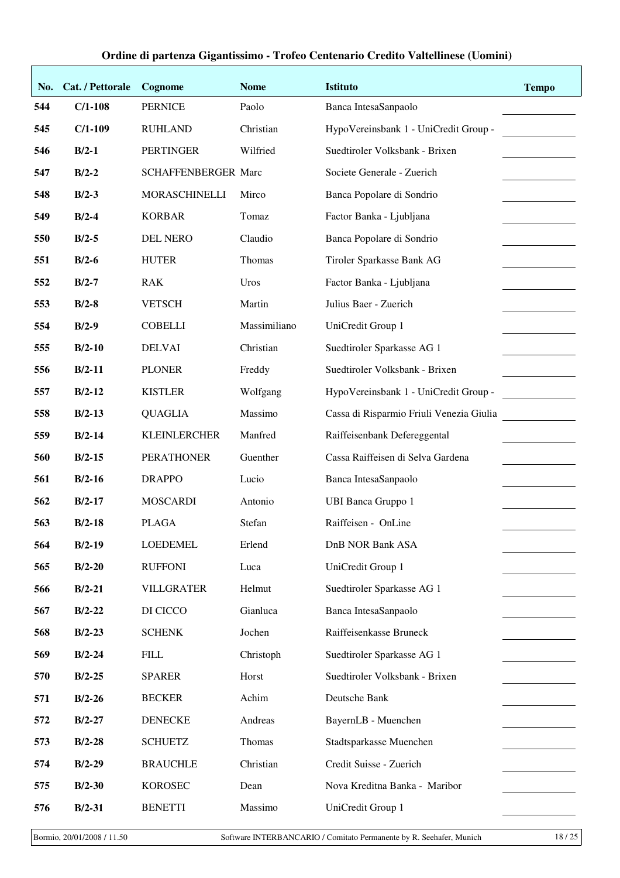**Ordine di partenza Gigantissimo - Trofeo Centenario Credito Valtellinese (Uomini)**

| No. | Cat. / Pettorale | Cognome | Nome | Istituto | Tempo |
|---|---|---|---|---|---|
| 544 | C/1-108 | PERNICE | Paolo | Banca IntesaSanpaolo | |
| 545 | C/1-109 | RUHLAND | Christian | HypoVereinsbank 1 - UniCredit Group - | |
| 546 | B/2-1 | PERTINGER | Wilfried | Suedtiroler Volksbank - Brixen | |
| 547 | B/2-2 | SCHAFFENBERGER | Marc | Societe Generale - Zuerich | |
| 548 | B/2-3 | MORASCHINELLI | Mirco | Banca Popolare di Sondrio | |
| 549 | B/2-4 | KORBAR | Tomaz | Factor Banka - Ljubljana | |
| 550 | B/2-5 | DEL NERO | Claudio | Banca Popolare di Sondrio | |
| 551 | B/2-6 | HUTER | Thomas | Tiroler Sparkasse Bank AG | |
| 552 | B/2-7 | RAK | Uros | Factor Banka - Ljubljana | |
| 553 | B/2-8 | VETSCH | Martin | Julius Baer - Zuerich | |
| 554 | B/2-9 | COBELLI | Massimiliano | UniCredit Group 1 | |
| 555 | B/2-10 | DELVAI | Christian | Suedtiroler Sparkasse AG 1 | |
| 556 | B/2-11 | PLONER | Freddy | Suedtiroler Volksbank - Brixen | |
| 557 | B/2-12 | KISTLER | Wolfgang | HypoVereinsbank 1 - UniCredit Group - | |
| 558 | B/2-13 | QUAGLIA | Massimo | Cassa di Risparmio Friuli Venezia Giulia | |
| 559 | B/2-14 | KLEINLERCHER | Manfred | Raiffeisenbank Defereggental | |
| 560 | B/2-15 | PERATHONER | Guenther | Cassa Raiffeisen di Selva Gardena | |
| 561 | B/2-16 | DRAPPO | Lucio | Banca IntesaSanpaolo | |
| 562 | B/2-17 | MOSCARDI | Antonio | UBI Banca Gruppo 1 | |
| 563 | B/2-18 | PLAGA | Stefan | Raiffeisen - OnLine | |
| 564 | B/2-19 | LOEDEMEL | Erlend | DnB NOR Bank ASA | |
| 565 | B/2-20 | RUFFONI | Luca | UniCredit Group 1 | |
| 566 | B/2-21 | VILLGRATER | Helmut | Suedtiroler Sparkasse AG 1 | |
| 567 | B/2-22 | DI CICCO | Gianluca | Banca IntesaSanpaolo | |
| 568 | B/2-23 | SCHENK | Jochen | Raiffeisenkasse Bruneck | |
| 569 | B/2-24 | FILL | Christoph | Suedtiroler Sparkasse AG 1 | |
| 570 | B/2-25 | SPARER | Horst | Suedtiroler Volksbank - Brixen | |
| 571 | B/2-26 | BECKER | Achim | Deutsche Bank | |
| 572 | B/2-27 | DENECKE | Andreas | BayernLB - Muenchen | |
| 573 | B/2-28 | SCHUETZ | Thomas | Stadtsparkasse Muenchen | |
| 574 | B/2-29 | BRAUCHLE | Christian | Credit Suisse - Zuerich | |
| 575 | B/2-30 | KOROSEC | Dean | Nova Kreditna Banka - Maribor | |
| 576 | B/2-31 | BENETTI | Massimo | UniCredit Group 1 | |

Bormio, 20/01/2008 / 11.50 — Software INTERBANCARIO / Comitato Permanente by R. Seehafer, Munich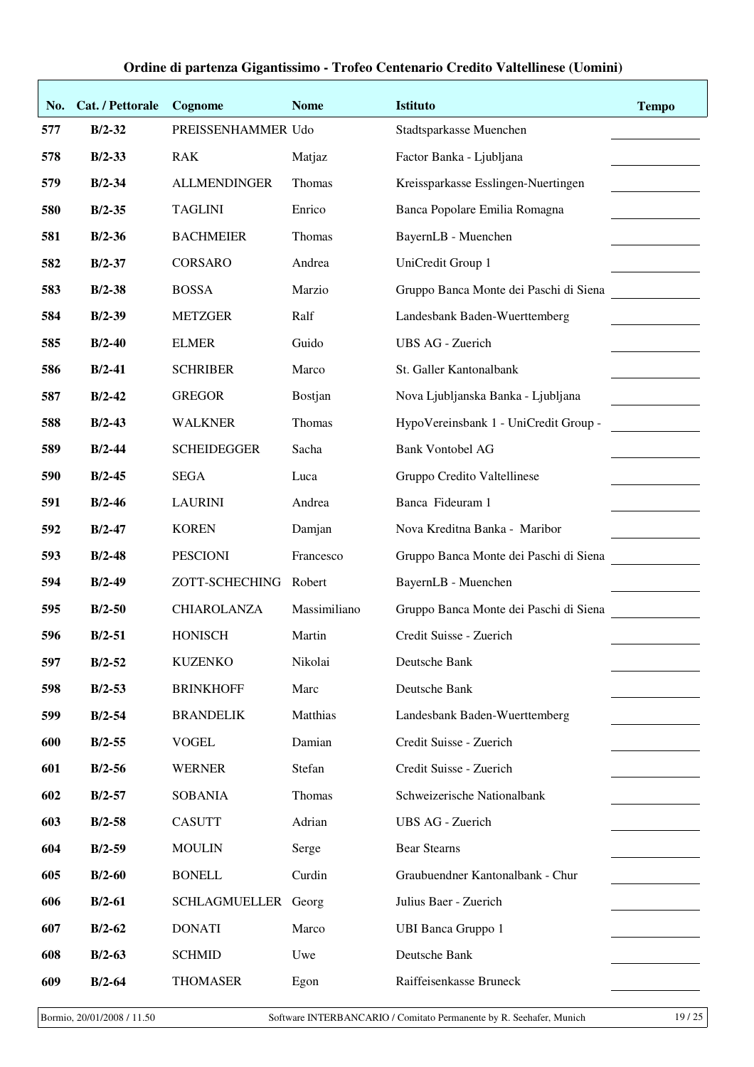## Ordine di partenza Gigantissimo - Trofeo Centenario Credito Valtellinese (Uomini)

| No. | Cat. / Pettorale | Cognome | Nome | Istituto | Tempo |
|---|---|---|---|---|---|
| 577 | B/2-32 | PREISSENHAMMER | Udo | Stadtsparkasse Muenchen | |
| 578 | B/2-33 | RAK | Matjaz | Factor Banka - Ljubljana | |
| 579 | B/2-34 | ALLMENDINGER | Thomas | Kreissparkasse Esslingen-Nuertingen | |
| 580 | B/2-35 | TAGLINI | Enrico | Banca Popolare Emilia Romagna | |
| 581 | B/2-36 | BACHMEIER | Thomas | BayernLB - Muenchen | |
| 582 | B/2-37 | CORSARO | Andrea | UniCredit Group 1 | |
| 583 | B/2-38 | BOSSA | Marzio | Gruppo Banca Monte dei Paschi di Siena | |
| 584 | B/2-39 | METZGER | Ralf | Landesbank Baden-Wuerttemberg | |
| 585 | B/2-40 | ELMER | Guido | UBS AG - Zuerich | |
| 586 | B/2-41 | SCHRIBER | Marco | St. Galler Kantonalbank | |
| 587 | B/2-42 | GREGOR | Bostjan | Nova Ljubljanska Banka - Ljubljana | |
| 588 | B/2-43 | WALKNER | Thomas | HypoVereinsbank 1 - UniCredit Group - | |
| 589 | B/2-44 | SCHEIDEGGER | Sacha | Bank Vontobel AG | |
| 590 | B/2-45 | SEGA | Luca | Gruppo Credito Valtellinese | |
| 591 | B/2-46 | LAURINI | Andrea | Banca Fideuram 1 | |
| 592 | B/2-47 | KOREN | Damjan | Nova Kreditna Banka - Maribor | |
| 593 | B/2-48 | PESCIONI | Francesco | Gruppo Banca Monte dei Paschi di Siena | |
| 594 | B/2-49 | ZOTT-SCHECHING | Robert | BayernLB - Muenchen | |
| 595 | B/2-50 | CHIAROLANZA | Massimiliano | Gruppo Banca Monte dei Paschi di Siena | |
| 596 | B/2-51 | HONISCH | Martin | Credit Suisse - Zuerich | |
| 597 | B/2-52 | KUZENKO | Nikolai | Deutsche Bank | |
| 598 | B/2-53 | BRINKHOFF | Marc | Deutsche Bank | |
| 599 | B/2-54 | BRANDELIK | Matthias | Landesbank Baden-Wuerttemberg | |
| 600 | B/2-55 | VOGEL | Damian | Credit Suisse - Zuerich | |
| 601 | B/2-56 | WERNER | Stefan | Credit Suisse - Zuerich | |
| 602 | B/2-57 | SOBANIA | Thomas | Schweizerische Nationalbank | |
| 603 | B/2-58 | CASUTT | Adrian | UBS AG - Zuerich | |
| 604 | B/2-59 | MOULIN | Serge | Bear Stearns | |
| 605 | B/2-60 | BONELL | Curdin | Graubuendner Kantonalbank - Chur | |
| 606 | B/2-61 | SCHLAGMUELLER | Georg | Julius Baer - Zuerich | |
| 607 | B/2-62 | DONATI | Marco | UBI Banca Gruppo 1 | |
| 608 | B/2-63 | SCHMID | Uwe | Deutsche Bank | |
| 609 | B/2-64 | THOMASER | Egon | Raiffeisenkasse Bruneck | |

Bormio, 20/01/2008 / 11.50 — Software INTERBANCARIO / Comitato Permanente by R. Seehafer, Munich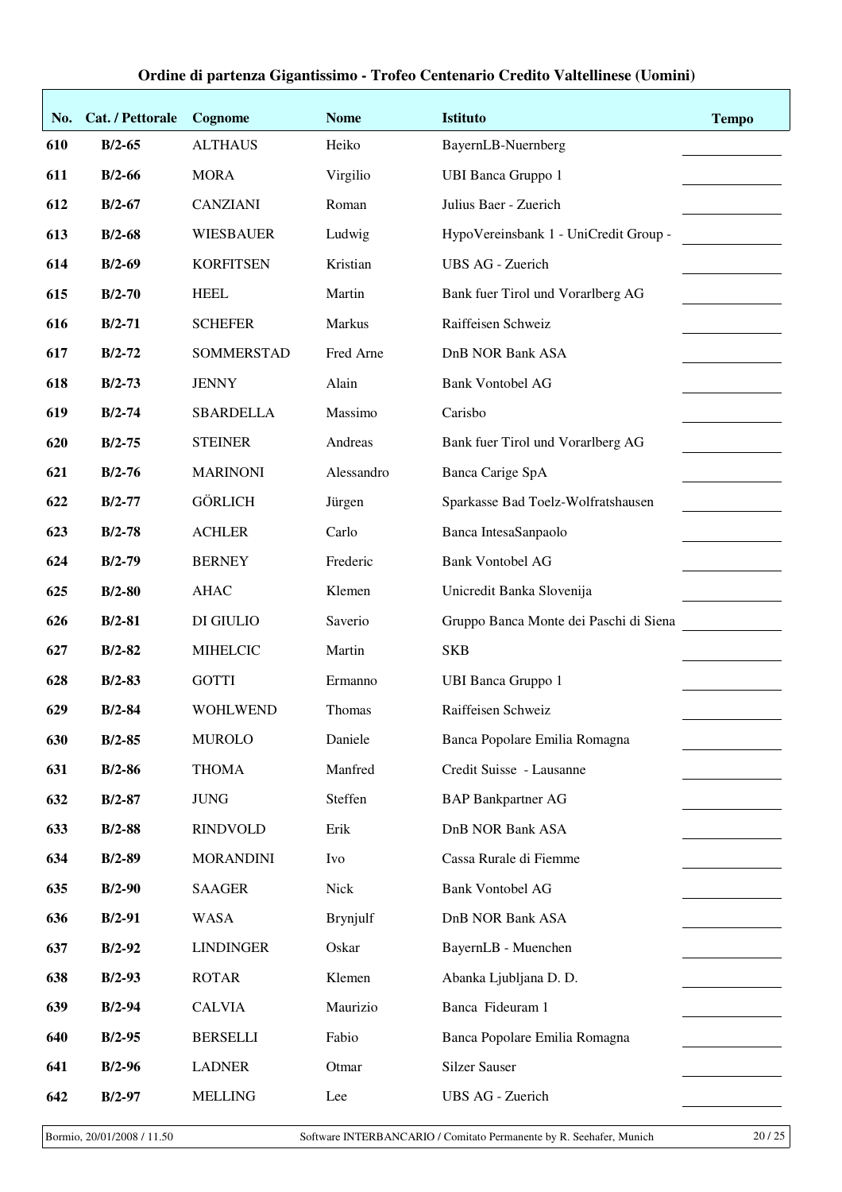**Ordine di partenza Gigantissimo - Trofeo Centenario Credito Valtellinese (Uomini)**

| No. | Cat. / Pettorale | Cognome | Nome | Istituto | Tempo |
|---|---|---|---|---|---|
| 610 | B/2-65 | ALTHAUS | Heiko | BayernLB-Nuernberg | |
| 611 | B/2-66 | MORA | Virgilio | UBI Banca Gruppo 1 | |
| 612 | B/2-67 | CANZIANI | Roman | Julius Baer - Zuerich | |
| 613 | B/2-68 | WIESBAUER | Ludwig | HypoVereinsbank 1 - UniCredit Group - | |
| 614 | B/2-69 | KORFITSEN | Kristian | UBS AG - Zuerich | |
| 615 | B/2-70 | HEEL | Martin | Bank fuer Tirol und Vorarlberg AG | |
| 616 | B/2-71 | SCHEFER | Markus | Raiffeisen Schweiz | |
| 617 | B/2-72 | SOMMERSTAD | Fred Arne | DnB NOR Bank ASA | |
| 618 | B/2-73 | JENNY | Alain | Bank Vontobel AG | |
| 619 | B/2-74 | SBARDELLA | Massimo | Carisbo | |
| 620 | B/2-75 | STEINER | Andreas | Bank fuer Tirol und Vorarlberg AG | |
| 621 | B/2-76 | MARINONI | Alessandro | Banca Carige SpA | |
| 622 | B/2-77 | GÖRLICH | Jürgen | Sparkasse Bad Toelz-Wolfratshausen | |
| 623 | B/2-78 | ACHLER | Carlo | Banca IntesaSanpaolo | |
| 624 | B/2-79 | BERNEY | Frederic | Bank Vontobel AG | |
| 625 | B/2-80 | AHAC | Klemen | Unicredit Banka Slovenija | |
| 626 | B/2-81 | DI GIULIO | Saverio | Gruppo Banca Monte dei Paschi di Siena | |
| 627 | B/2-82 | MIHELCIC | Martin | SKB | |
| 628 | B/2-83 | GOTTI | Ermanno | UBI Banca Gruppo 1 | |
| 629 | B/2-84 | WOHLWEND | Thomas | Raiffeisen Schweiz | |
| 630 | B/2-85 | MUROLO | Daniele | Banca Popolare Emilia Romagna | |
| 631 | B/2-86 | THOMA | Manfred | Credit Suisse - Lausanne | |
| 632 | B/2-87 | JUNG | Steffen | BAP Bankpartner AG | |
| 633 | B/2-88 | RINDVOLD | Erik | DnB NOR Bank ASA | |
| 634 | B/2-89 | MORANDINI | Ivo | Cassa Rurale di Fiemme | |
| 635 | B/2-90 | SAAGER | Nick | Bank Vontobel AG | |
| 636 | B/2-91 | WASA | Brynjulf | DnB NOR Bank ASA | |
| 637 | B/2-92 | LINDINGER | Oskar | BayernLB - Muenchen | |
| 638 | B/2-93 | ROTAR | Klemen | Abanka Ljubljana D. D. | |
| 639 | B/2-94 | CALVIA | Maurizio | Banca Fideuram 1 | |
| 640 | B/2-95 | BERSELLI | Fabio | Banca Popolare Emilia Romagna | |
| 641 | B/2-96 | LADNER | Otmar | Silzer Sauser | |
| 642 | B/2-97 | MELLING | Lee | UBS AG - Zuerich | |

Bormio, 20/01/2008 / 11.50 — Software INTERBANCARIO / Comitato Permanente by R. Seehafer, Munich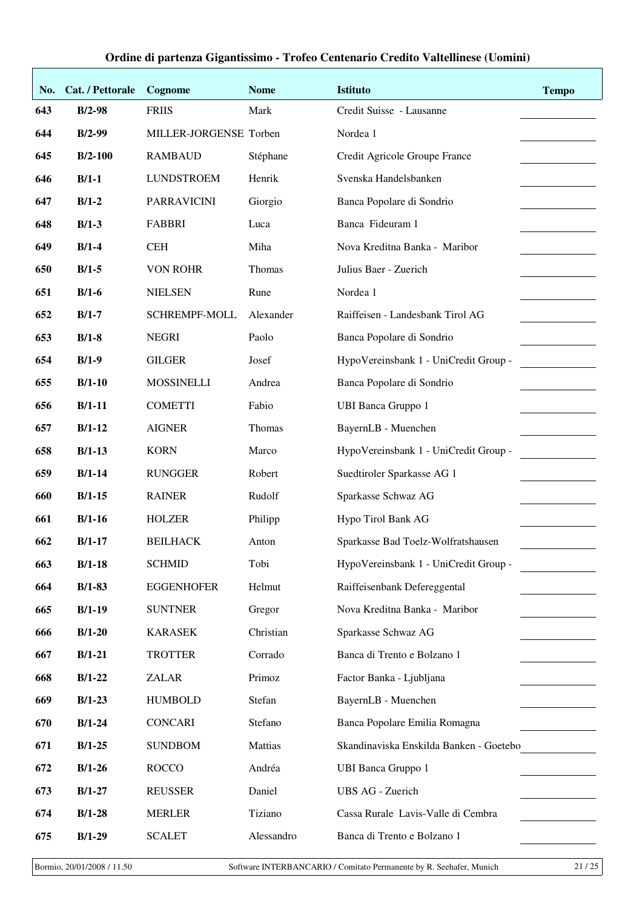## Ordine di partenza Gigantissimo - Trofeo Centenario Credito Valtellinese (Uomini)

| No. | Cat. / Pettorale | Cognome | Nome | Istituto | Tempo |
|---|---|---|---|---|---|
| 643 | B/2-98 | FRIIS | Mark | Credit Suisse - Lausanne | |
| 644 | B/2-99 | MILLER-JORGENSE | Torben | Nordea 1 | |
| 645 | B/2-100 | RAMBAUD | Stéphane | Credit Agricole Groupe France | |
| 646 | B/1-1 | LUNDSTROEM | Henrik | Svenska Handelsbanken | |
| 647 | B/1-2 | PARRAVICINI | Giorgio | Banca Popolare di Sondrio | |
| 648 | B/1-3 | FABBRI | Luca | Banca Fideuram 1 | |
| 649 | B/1-4 | CEH | Miha | Nova Kreditna Banka - Maribor | |
| 650 | B/1-5 | VON ROHR | Thomas | Julius Baer - Zuerich | |
| 651 | B/1-6 | NIELSEN | Rune | Nordea 1 | |
| 652 | B/1-7 | SCHREMPF-MOLL | Alexander | Raiffeisen - Landesbank Tirol AG | |
| 653 | B/1-8 | NEGRI | Paolo | Banca Popolare di Sondrio | |
| 654 | B/1-9 | GILGER | Josef | HypoVereinsbank 1 - UniCredit Group - | |
| 655 | B/1-10 | MOSSINELLI | Andrea | Banca Popolare di Sondrio | |
| 656 | B/1-11 | COMETTI | Fabio | UBI Banca Gruppo 1 | |
| 657 | B/1-12 | AIGNER | Thomas | BayernLB - Muenchen | |
| 658 | B/1-13 | KORN | Marco | HypoVereinsbank 1 - UniCredit Group - | |
| 659 | B/1-14 | RUNGGER | Robert | Suedtiroler Sparkasse AG 1 | |
| 660 | B/1-15 | RAINER | Rudolf | Sparkasse Schwaz AG | |
| 661 | B/1-16 | HOLZER | Philipp | Hypo Tirol Bank AG | |
| 662 | B/1-17 | BEILHACK | Anton | Sparkasse Bad Toelz-Wolfratshausen | |
| 663 | B/1-18 | SCHMID | Tobi | HypoVereinsbank 1 - UniCredit Group - | |
| 664 | B/1-83 | EGGENHOFER | Helmut | Raiffeisenbank Defereggental | |
| 665 | B/1-19 | SUNTNER | Gregor | Nova Kreditna Banka - Maribor | |
| 666 | B/1-20 | KARASEK | Christian | Sparkasse Schwaz AG | |
| 667 | B/1-21 | TROTTER | Corrado | Banca di Trento e Bolzano 1 | |
| 668 | B/1-22 | ZALAR | Primoz | Factor Banka - Ljubljana | |
| 669 | B/1-23 | HUMBOLD | Stefan | BayernLB - Muenchen | |
| 670 | B/1-24 | CONCARI | Stefano | Banca Popolare Emilia Romagna | |
| 671 | B/1-25 | SUNDBOM | Mattias | Skandinaviska Enskilda Banken - Goetebo | |
| 672 | B/1-26 | ROCCO | Andréa | UBI Banca Gruppo 1 | |
| 673 | B/1-27 | REUSSER | Daniel | UBS AG - Zuerich | |
| 674 | B/1-28 | MERLER | Tiziano | Cassa Rurale Lavis-Valle di Cembra | |
| 675 | B/1-29 | SCALET | Alessandro | Banca di Trento e Bolzano 1 | |

Bormio, 20/01/2008 / 11.50 — Software INTERBANCARIO / Comitato Permanente by R. Seehafer, Munich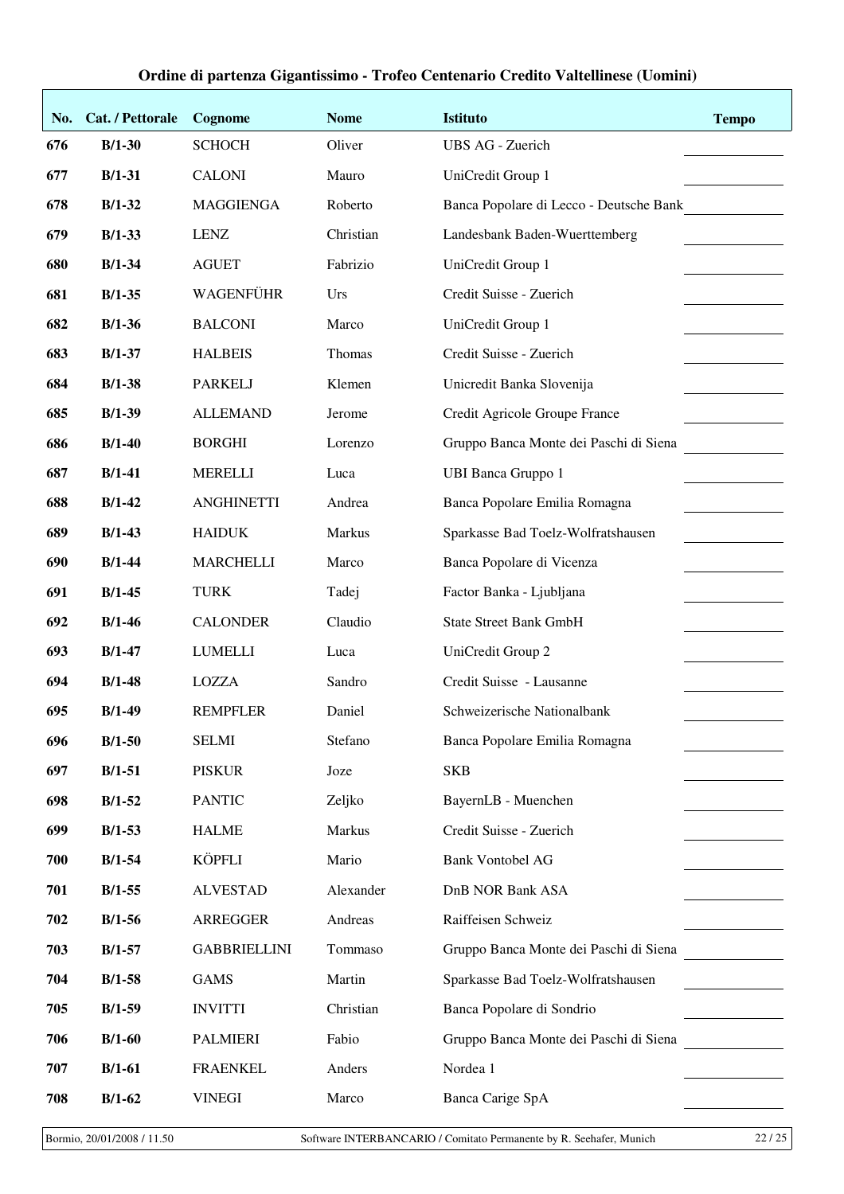## Ordine di partenza Gigantissimo - Trofeo Centenario Credito Valtellinese (Uomini)

| No. | Cat. / Pettorale | Cognome | Nome | Istituto | Tempo |
|---|---|---|---|---|---|
| 676 | B/1-30 | SCHOCH | Oliver | UBS AG - Zuerich | |
| 677 | B/1-31 | CALONI | Mauro | UniCredit Group 1 | |
| 678 | B/1-32 | MAGGIENGA | Roberto | Banca Popolare di Lecco - Deutsche Bank | |
| 679 | B/1-33 | LENZ | Christian | Landesbank Baden-Wuerttemberg | |
| 680 | B/1-34 | AGUET | Fabrizio | UniCredit Group 1 | |
| 681 | B/1-35 | WAGENFÜHR | Urs | Credit Suisse - Zuerich | |
| 682 | B/1-36 | BALCONI | Marco | UniCredit Group 1 | |
| 683 | B/1-37 | HALBEIS | Thomas | Credit Suisse - Zuerich | |
| 684 | B/1-38 | PARKELJ | Klemen | Unicredit Banka Slovenija | |
| 685 | B/1-39 | ALLEMAND | Jerome | Credit Agricole Groupe France | |
| 686 | B/1-40 | BORGHI | Lorenzo | Gruppo Banca Monte dei Paschi di Siena | |
| 687 | B/1-41 | MERELLI | Luca | UBI Banca Gruppo 1 | |
| 688 | B/1-42 | ANGHINETTI | Andrea | Banca Popolare Emilia Romagna | |
| 689 | B/1-43 | HAIDUK | Markus | Sparkasse Bad Toelz-Wolfratshausen | |
| 690 | B/1-44 | MARCHELLI | Marco | Banca Popolare di Vicenza | |
| 691 | B/1-45 | TURK | Tadej | Factor Banka - Ljubljana | |
| 692 | B/1-46 | CALONDER | Claudio | State Street Bank GmbH | |
| 693 | B/1-47 | LUMELLI | Luca | UniCredit Group 2 | |
| 694 | B/1-48 | LOZZA | Sandro | Credit Suisse - Lausanne | |
| 695 | B/1-49 | REMPFLER | Daniel | Schweizerische Nationalbank | |
| 696 | B/1-50 | SELMI | Stefano | Banca Popolare Emilia Romagna | |
| 697 | B/1-51 | PISKUR | Joze | SKB | |
| 698 | B/1-52 | PANTIC | Zeljko | BayernLB - Muenchen | |
| 699 | B/1-53 | HALME | Markus | Credit Suisse - Zuerich | |
| 700 | B/1-54 | KÖPFLI | Mario | Bank Vontobel AG | |
| 701 | B/1-55 | ALVESTAD | Alexander | DnB NOR Bank ASA | |
| 702 | B/1-56 | ARREGGER | Andreas | Raiffeisen Schweiz | |
| 703 | B/1-57 | GABBRIELLINI | Tommaso | Gruppo Banca Monte dei Paschi di Siena | |
| 704 | B/1-58 | GAMS | Martin | Sparkasse Bad Toelz-Wolfratshausen | |
| 705 | B/1-59 | INVITTI | Christian | Banca Popolare di Sondrio | |
| 706 | B/1-60 | PALMIERI | Fabio | Gruppo Banca Monte dei Paschi di Siena | |
| 707 | B/1-61 | FRAENKEL | Anders | Nordea 1 | |
| 708 | B/1-62 | VINEGI | Marco | Banca Carige SpA | |

Bormio, 20/01/2008 / 11.50 — Software INTERBANCARIO / Comitato Permanente by R. Seehafer, Munich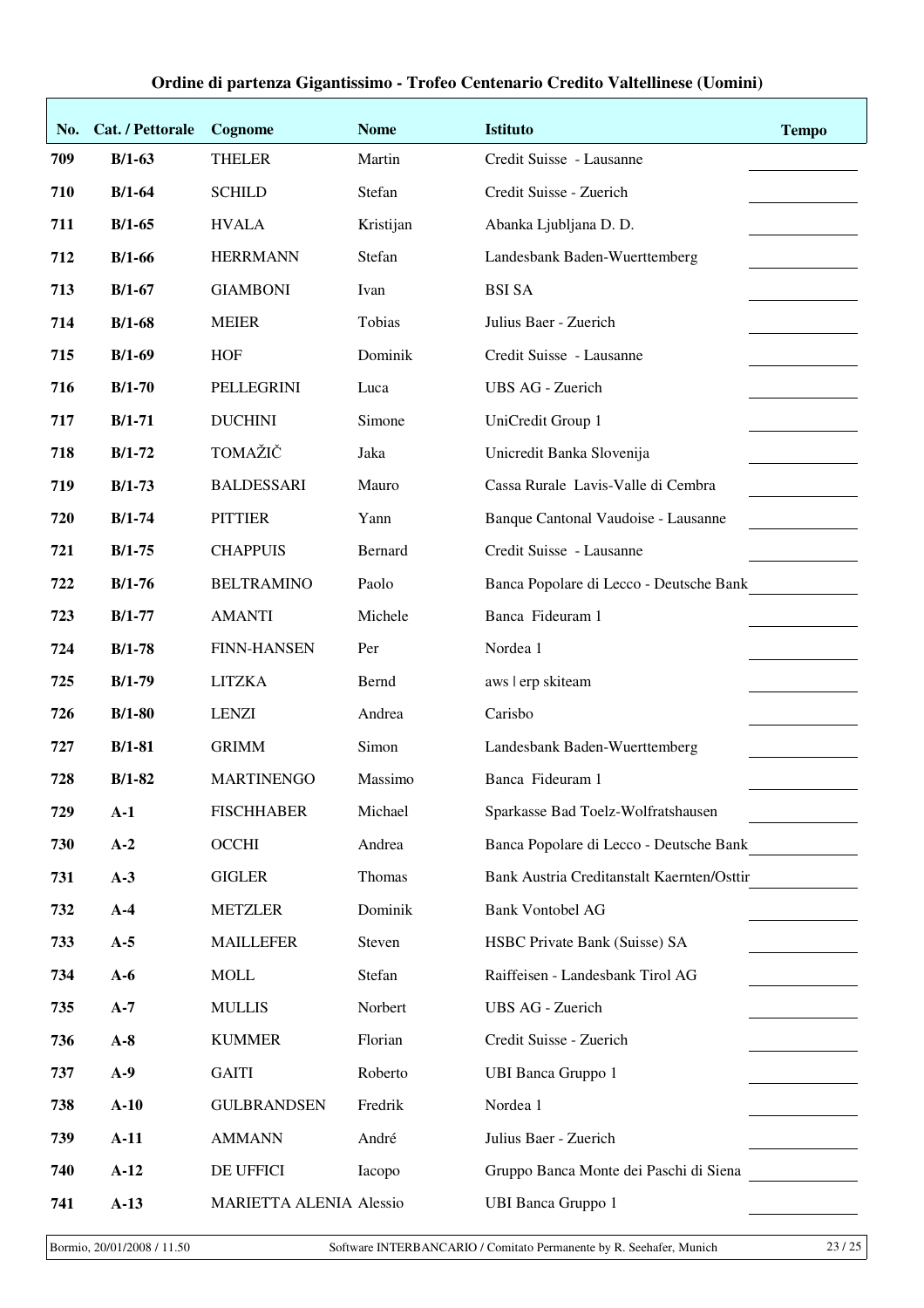**Ordine di partenza Gigantissimo - Trofeo Centenario Credito Valtellinese (Uomini)**

| No. | Cat. / Pettorale | Cognome | Nome | Istituto | Tempo |
|---|---|---|---|---|---|
| 709 | B/1-63 | THELER | Martin | Credit Suisse - Lausanne | |
| 710 | B/1-64 | SCHILD | Stefan | Credit Suisse - Zuerich | |
| 711 | B/1-65 | HVALA | Kristijan | Abanka Ljubljana D. D. | |
| 712 | B/1-66 | HERRMANN | Stefan | Landesbank Baden-Wuerttemberg | |
| 713 | B/1-67 | GIAMBONI | Ivan | BSI SA | |
| 714 | B/1-68 | MEIER | Tobias | Julius Baer - Zuerich | |
| 715 | B/1-69 | HOF | Dominik | Credit Suisse - Lausanne | |
| 716 | B/1-70 | PELLEGRINI | Luca | UBS AG - Zuerich | |
| 717 | B/1-71 | DUCHINI | Simone | UniCredit Group 1 | |
| 718 | B/1-72 | TOMAŽIČ | Jaka | Unicredit Banka Slovenija | |
| 719 | B/1-73 | BALDESSARI | Mauro | Cassa Rurale Lavis-Valle di Cembra | |
| 720 | B/1-74 | PITTIER | Yann | Banque Cantonal Vaudoise - Lausanne | |
| 721 | B/1-75 | CHAPPUIS | Bernard | Credit Suisse - Lausanne | |
| 722 | B/1-76 | BELTRAMINO | Paolo | Banca Popolare di Lecco - Deutsche Bank | |
| 723 | B/1-77 | AMANTI | Michele | Banca Fideuram 1 | |
| 724 | B/1-78 | FINN-HANSEN | Per | Nordea 1 | |
| 725 | B/1-79 | LITZKA | Bernd | aws \| erp skiteam | |
| 726 | B/1-80 | LENZI | Andrea | Carisbo | |
| 727 | B/1-81 | GRIMM | Simon | Landesbank Baden-Wuerttemberg | |
| 728 | B/1-82 | MARTINENGO | Massimo | Banca Fideuram 1 | |
| 729 | A-1 | FISCHHABER | Michael | Sparkasse Bad Toelz-Wolfratshausen | |
| 730 | A-2 | OCCHI | Andrea | Banca Popolare di Lecco - Deutsche Bank | |
| 731 | A-3 | GIGLER | Thomas | Bank Austria Creditanstalt Kaernten/Osttir | |
| 732 | A-4 | METZLER | Dominik | Bank Vontobel AG | |
| 733 | A-5 | MAILLEFER | Steven | HSBC Private Bank (Suisse) SA | |
| 734 | A-6 | MOLL | Stefan | Raiffeisen - Landesbank Tirol AG | |
| 735 | A-7 | MULLIS | Norbert | UBS AG - Zuerich | |
| 736 | A-8 | KUMMER | Florian | Credit Suisse - Zuerich | |
| 737 | A-9 | GAITI | Roberto | UBI Banca Gruppo 1 | |
| 738 | A-10 | GULBRANDSEN | Fredrik | Nordea 1 | |
| 739 | A-11 | AMMANN | André | Julius Baer - Zuerich | |
| 740 | A-12 | DE UFFICI | Iacopo | Gruppo Banca Monte dei Paschi di Siena | |
| 741 | A-13 | MARIETTA ALENIA | Alessio | UBI Banca Gruppo 1 | |

Bormio, 20/01/2008 / 11.50 — Software INTERBANCARIO / Comitato Permanente by R. Seehafer, Munich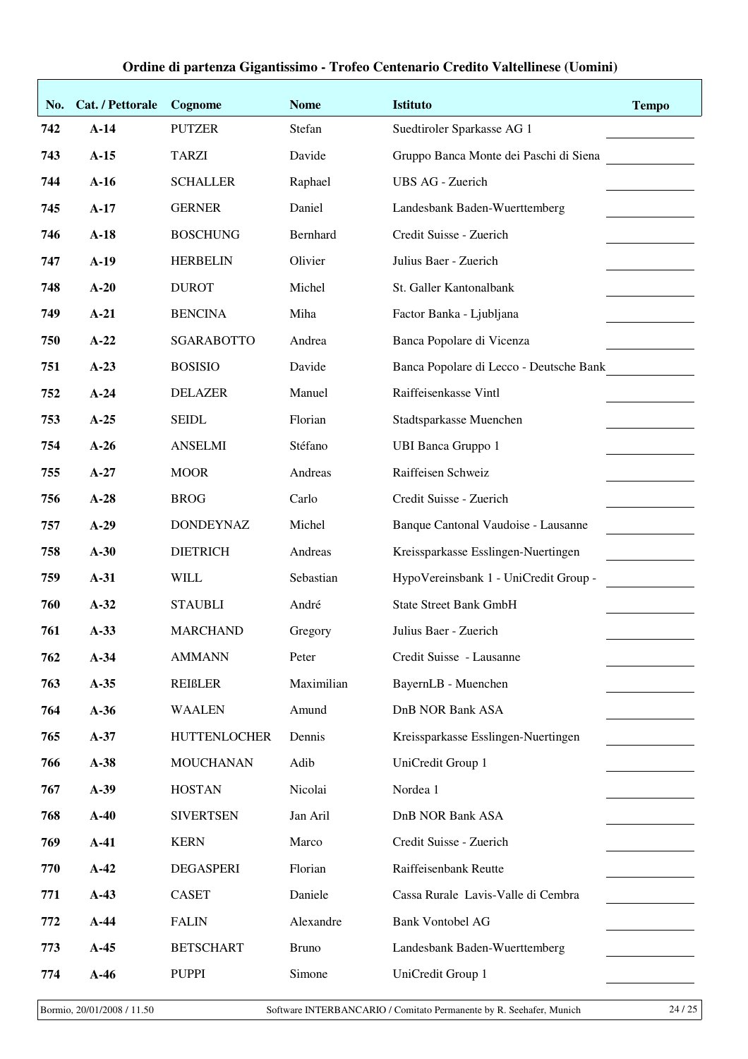# Ordine di partenza Gigantissimo - Trofeo Centenario Credito Valtellinese (Uomini)

| No. | Cat. / Pettorale | Cognome | Nome | Istituto | Tempo |
|---|---|---|---|---|---|
| 742 | A-14 | PUTZER | Stefan | Suedtiroler Sparkasse AG 1 | |
| 743 | A-15 | TARZI | Davide | Gruppo Banca Monte dei Paschi di Siena | |
| 744 | A-16 | SCHALLER | Raphael | UBS AG - Zuerich | |
| 745 | A-17 | GERNER | Daniel | Landesbank Baden-Wuerttemberg | |
| 746 | A-18 | BOSCHUNG | Bernhard | Credit Suisse - Zuerich | |
| 747 | A-19 | HERBELIN | Olivier | Julius Baer - Zuerich | |
| 748 | A-20 | DUROT | Michel | St. Galler Kantonalbank | |
| 749 | A-21 | BENCINA | Miha | Factor Banka - Ljubljana | |
| 750 | A-22 | SGARABOTTO | Andrea | Banca Popolare di Vicenza | |
| 751 | A-23 | BOSISIO | Davide | Banca Popolare di Lecco - Deutsche Bank | |
| 752 | A-24 | DELAZER | Manuel | Raiffeisenkasse Vintl | |
| 753 | A-25 | SEIDL | Florian | Stadtsparkasse Muenchen | |
| 754 | A-26 | ANSELMI | Stéfano | UBI Banca Gruppo 1 | |
| 755 | A-27 | MOOR | Andreas | Raiffeisen Schweiz | |
| 756 | A-28 | BROG | Carlo | Credit Suisse - Zuerich | |
| 757 | A-29 | DONDEYNAZ | Michel | Banque Cantonal Vaudoise - Lausanne | |
| 758 | A-30 | DIETRICH | Andreas | Kreissparkasse Esslingen-Nuertingen | |
| 759 | A-31 | WILL | Sebastian | HypoVereinsbank 1 - UniCredit Group - | |
| 760 | A-32 | STAUBLI | André | State Street Bank GmbH | |
| 761 | A-33 | MARCHAND | Gregory | Julius Baer - Zuerich | |
| 762 | A-34 | AMMANN | Peter | Credit Suisse - Lausanne | |
| 763 | A-35 | REIßLER | Maximilian | BayernLB - Muenchen | |
| 764 | A-36 | WAALEN | Amund | DnB NOR Bank ASA | |
| 765 | A-37 | HUTTENLOCHER | Dennis | Kreissparkasse Esslingen-Nuertingen | |
| 766 | A-38 | MOUCHANAN | Adib | UniCredit Group 1 | |
| 767 | A-39 | HOSTAN | Nicolai | Nordea 1 | |
| 768 | A-40 | SIVERTSEN | Jan Aril | DnB NOR Bank ASA | |
| 769 | A-41 | KERN | Marco | Credit Suisse - Zuerich | |
| 770 | A-42 | DEGASPERI | Florian | Raiffeisenbank Reutte | |
| 771 | A-43 | CASET | Daniele | Cassa Rurale Lavis-Valle di Cembra | |
| 772 | A-44 | FALIN | Alexandre | Bank Vontobel AG | |
| 773 | A-45 | BETSCHART | Bruno | Landesbank Baden-Wuerttemberg | |
| 774 | A-46 | PUPPI | Simone | UniCredit Group 1 | |

Bormio, 20/01/2008 / 11.50 — Software INTERBANCARIO / Comitato Permanente by R. Seehafer, Munich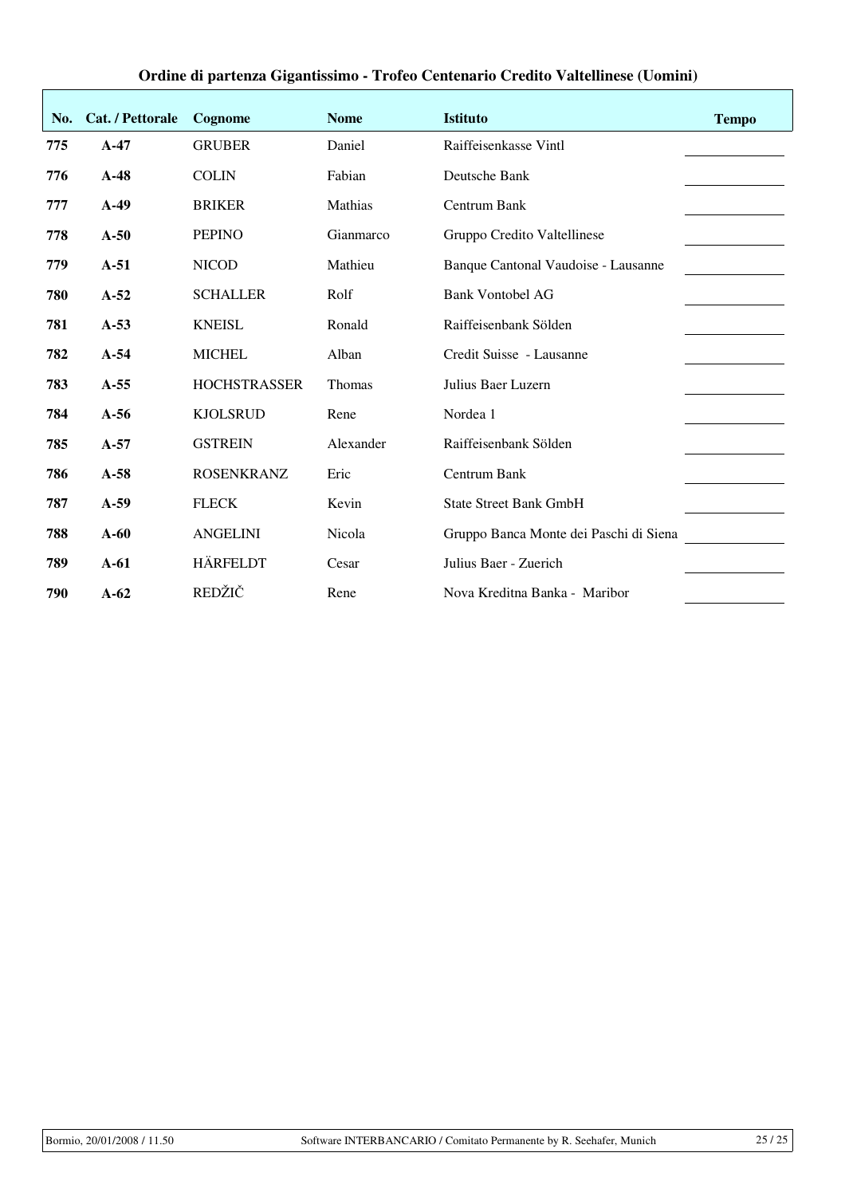## Ordine di partenza Gigantissimo - Trofeo Centenario Credito Valtellinese (Uomini)

| No. | Cat. / Pettorale | Cognome | Nome | Istituto | Tempo |
|---|---|---|---|---|---|
| 775 | A-47 | GRUBER | Daniel | Raiffeisenkasse Vintl | |
| 776 | A-48 | COLIN | Fabian | Deutsche Bank | |
| 777 | A-49 | BRIKER | Mathias | Centrum Bank | |
| 778 | A-50 | PEPINO | Gianmarco | Gruppo Credito Valtellinese | |
| 779 | A-51 | NICOD | Mathieu | Banque Cantonal Vaudoise - Lausanne | |
| 780 | A-52 | SCHALLER | Rolf | Bank Vontobel AG | |
| 781 | A-53 | KNEISL | Ronald | Raiffeisenbank Sölden | |
| 782 | A-54 | MICHEL | Alban | Credit Suisse - Lausanne | |
| 783 | A-55 | HOCHSTRASSER | Thomas | Julius Baer Luzern | |
| 784 | A-56 | KJOLSRUD | Rene | Nordea 1 | |
| 785 | A-57 | GSTREIN | Alexander | Raiffeisenbank Sölden | |
| 786 | A-58 | ROSENKRANZ | Eric | Centrum Bank | |
| 787 | A-59 | FLECK | Kevin | State Street Bank GmbH | |
| 788 | A-60 | ANGELINI | Nicola | Gruppo Banca Monte dei Paschi di Siena | |
| 789 | A-61 | HÄRFELDT | Cesar | Julius Baer - Zuerich | |
| 790 | A-62 | REDŽIČ | Rene | Nova Kreditna Banka - Maribor | |

Bormio, 20/01/2008 / 11.50 Software INTERBANCARIO / Comitato Permanente by R. Seehafer, Munich